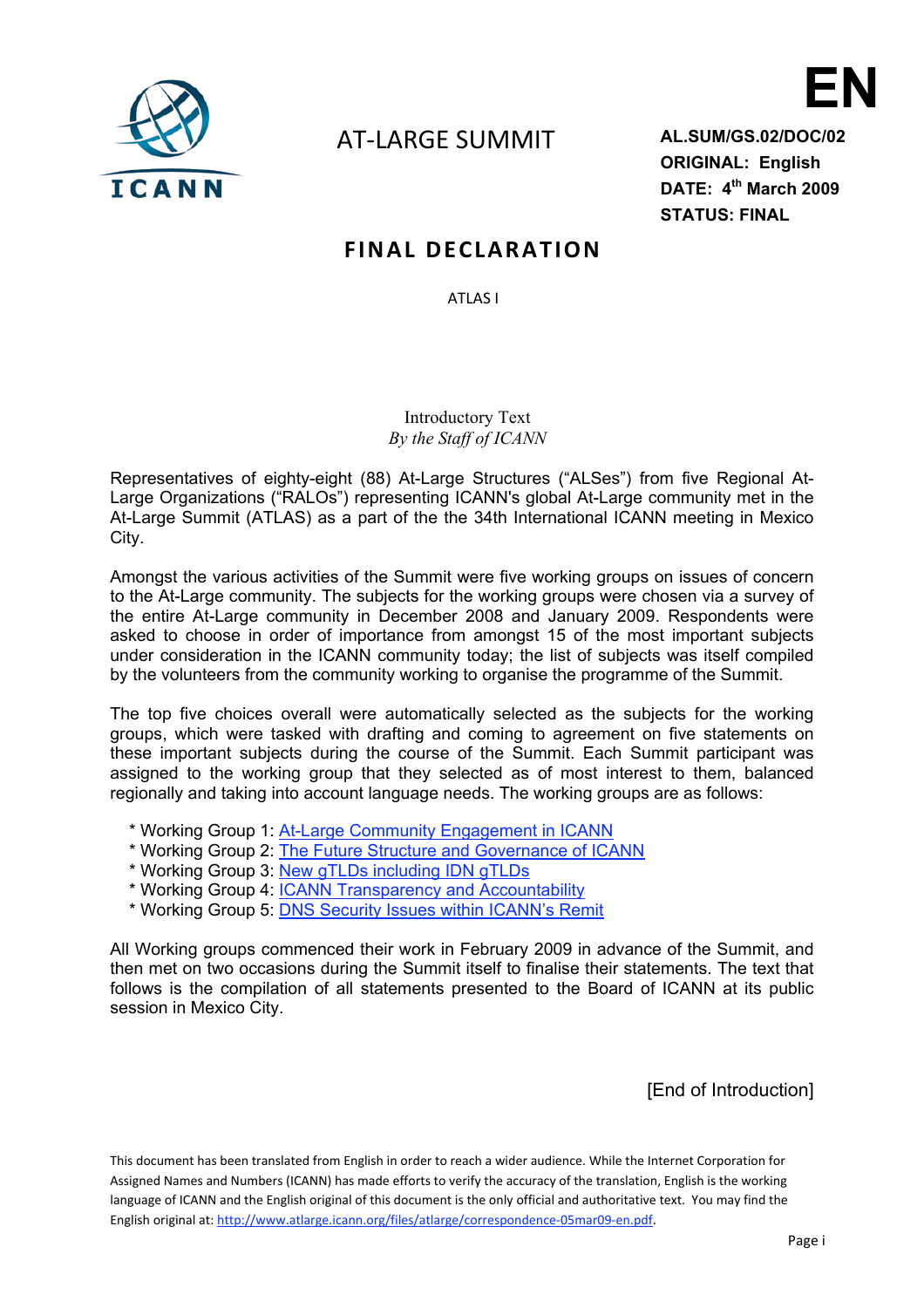EN

# AT-LARGE SUMMIT

**AL.SUM/GS.02/DOC/02**
**ORIGINAL: English**
**DATE: 4th March 2009**
**STATUS: FINAL**

## FINAL DECLARATION

ATLAS I

Introductory Text
*By the Staff of ICANN*

Representatives of eighty-eight (88) At-Large Structures ("ALSes") from five Regional At-Large Organizations ("RALOs") representing ICANN's global At-Large community met in the At-Large Summit (ATLAS) as a part of the the 34th International ICANN meeting in Mexico City.

Amongst the various activities of the Summit were five working groups on issues of concern to the At-Large community. The subjects for the working groups were chosen via a survey of the entire At-Large community in December 2008 and January 2009. Respondents were asked to choose in order of importance from amongst 15 of the most important subjects under consideration in the ICANN community today; the list of subjects was itself compiled by the volunteers from the community working to organise the programme of the Summit.

The top five choices overall were automatically selected as the subjects for the working groups, which were tasked with drafting and coming to agreement on five statements on these important subjects during the course of the Summit. Each Summit participant was assigned to the working group that they selected as of most interest to them, balanced regionally and taking into account language needs. The working groups are as follows:

* Working Group 1: At-Large Community Engagement in ICANN
* Working Group 2: The Future Structure and Governance of ICANN
* Working Group 3: New gTLDs including IDN gTLDs
* Working Group 4: ICANN Transparency and Accountability
* Working Group 5: DNS Security Issues within ICANN's Remit

All Working groups commenced their work in February 2009 in advance of the Summit, and then met on two occasions during the Summit itself to finalise their statements. The text that follows is the compilation of all statements presented to the Board of ICANN at its public session in Mexico City.

[End of Introduction]

This document has been translated from English in order to reach a wider audience. While the Internet Corporation for Assigned Names and Numbers (ICANN) has made efforts to verify the accuracy of the translation, English is the working language of ICANN and the English original of this document is the only official and authoritative text. You may find the English original at: http://www.atlarge.icann.org/files/atlarge/correspondence-05mar09-en.pdf.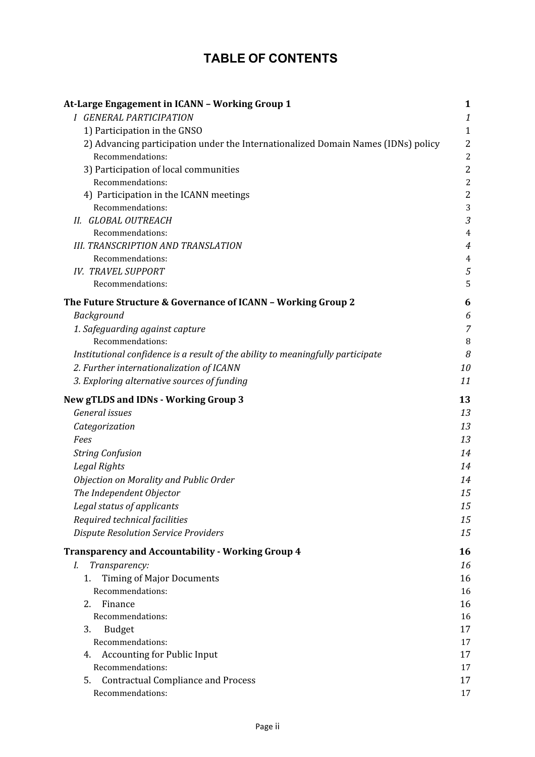# TABLE OF CONTENTS

| | |
|---|---|
| **At-Large Engagement in ICANN – Working Group 1** | **1** |
| *I GENERAL PARTICIPATION* | *1* |
| 1) Participation in the GNSO | 1 |
| 2) Advancing participation under the Internationalized Domain Names (IDNs) policy | 2 |
| Recommendations: | 2 |
| 3) Participation of local communities | 2 |
| Recommendations: | 2 |
| 4) Participation in the ICANN meetings | 2 |
| Recommendations: | 3 |
| *II. GLOBAL OUTREACH* | *3* |
| Recommendations: | 4 |
| *III. TRANSCRIPTION AND TRANSLATION* | *4* |
| Recommendations: | 4 |
| *IV. TRAVEL SUPPORT* | *5* |
| Recommendations: | 5 |
| **The Future Structure & Governance of ICANN – Working Group 2** | **6** |
| *Background* | *6* |
| *1. Safeguarding against capture* | *7* |
| Recommendations: | 8 |
| *Institutional confidence is a result of the ability to meaningfully participate* | *8* |
| *2. Further internationalization of ICANN* | *10* |
| *3. Exploring alternative sources of funding* | *11* |
| **New gTLDS and IDNs - Working Group 3** | **13** |
| *General issues* | *13* |
| *Categorization* | *13* |
| *Fees* | *13* |
| *String Confusion* | *14* |
| *Legal Rights* | *14* |
| *Objection on Morality and Public Order* | *14* |
| *The Independent Objector* | *15* |
| *Legal status of applicants* | *15* |
| *Required technical facilities* | *15* |
| *Dispute Resolution Service Providers* | *15* |
| **Transparency and Accountability - Working Group 4** | **16** |
| *I. Transparency:* | *16* |
| 1. Timing of Major Documents | 16 |
| Recommendations: | 16 |
| 2. Finance | 16 |
| Recommendations: | 16 |
| 3. Budget | 17 |
| Recommendations: | 17 |
| 4. Accounting for Public Input | 17 |
| Recommendations: | 17 |
| 5. Contractual Compliance and Process | 17 |
| Recommendations: | 17 |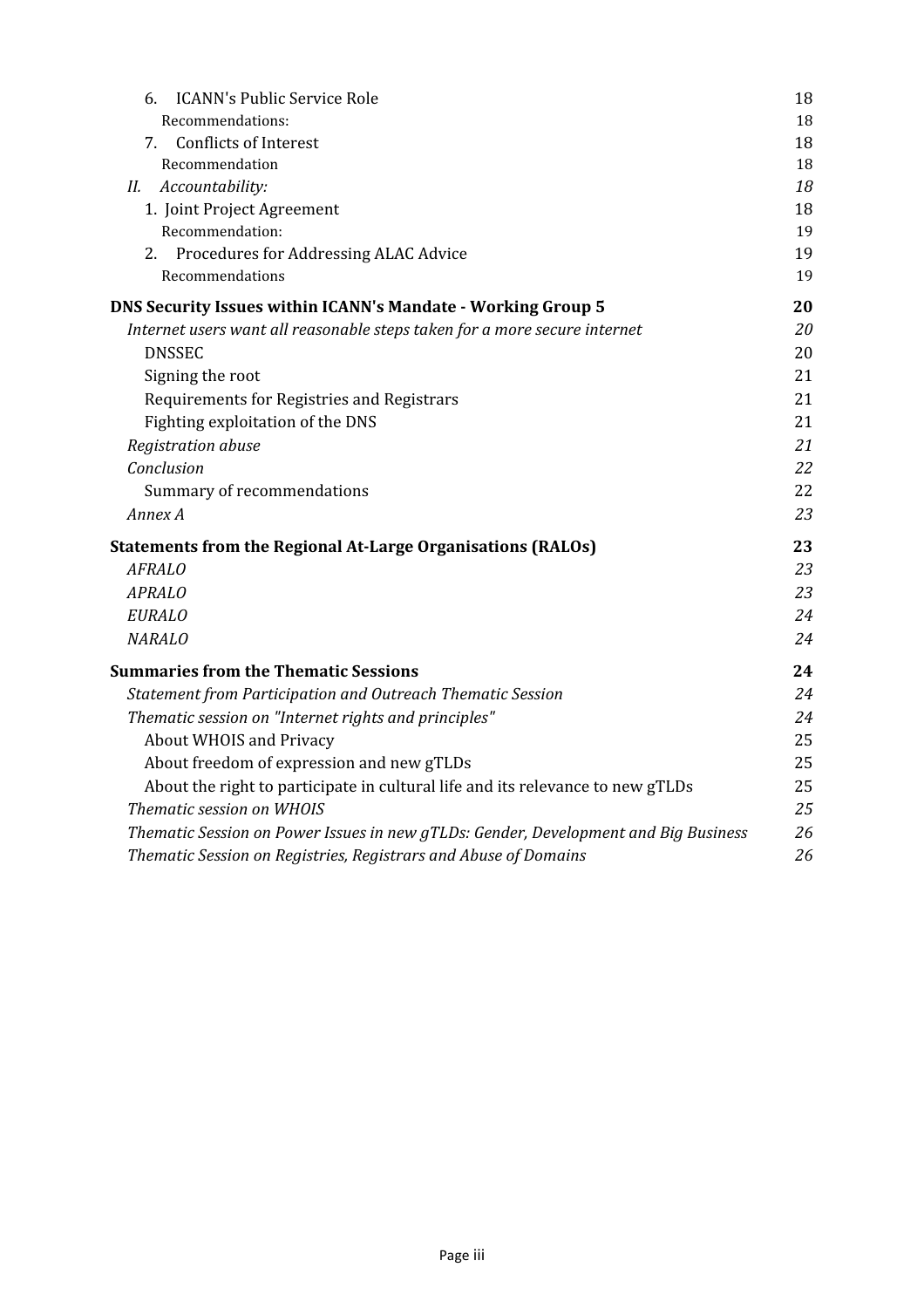6. ICANN's Public Service Role 18
   Recommendations: 18
7. Conflicts of Interest 18
   Recommendation 18

*II. Accountability:* *18*

1. Joint Project Agreement 18
   Recommendation: 19
2. Procedures for Addressing ALAC Advice 19
   Recommendations 19

**DNS Security Issues within ICANN's Mandate - Working Group 5** **20**

*Internet users want all reasonable steps taken for a more secure internet* *20*

DNSSEC 20

Signing the root 21

Requirements for Registries and Registrars 21

Fighting exploitation of the DNS 21

*Registration abuse* *21*

*Conclusion* *22*

Summary of recommendations 22

*Annex A* *23*

**Statements from the Regional At-Large Organisations (RALOs)** **23**

*AFRALO* *23*

*APRALO* *23*

*EURALO* *24*

*NARALO* *24*

**Summaries from the Thematic Sessions** **24**

*Statement from Participation and Outreach Thematic Session* *24*

*Thematic session on "Internet rights and principles"* *24*

About WHOIS and Privacy 25

About freedom of expression and new gTLDs 25

About the right to participate in cultural life and its relevance to new gTLDs 25

*Thematic session on WHOIS* *25*

*Thematic Session on Power Issues in new gTLDs: Gender, Development and Big Business* *26*

*Thematic Session on Registries, Registrars and Abuse of Domains* *26*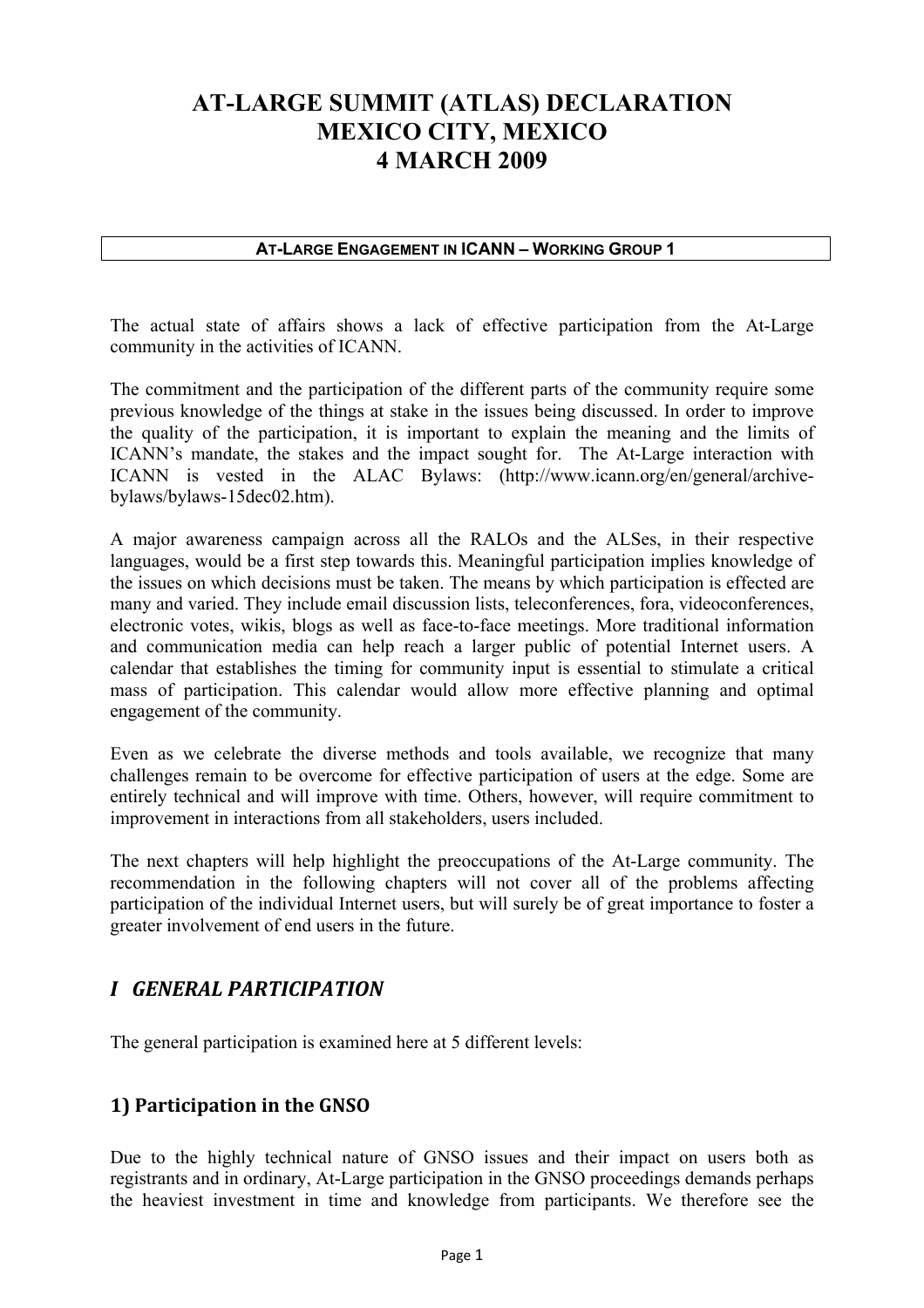# AT-LARGE SUMMIT (ATLAS) DECLARATION
# MEXICO CITY, MEXICO
# 4 MARCH 2009

**AT-LARGE ENGAGEMENT IN ICANN – WORKING GROUP 1**

The actual state of affairs shows a lack of effective participation from the At-Large community in the activities of ICANN.

The commitment and the participation of the different parts of the community require some previous knowledge of the things at stake in the issues being discussed. In order to improve the quality of the participation, it is important to explain the meaning and the limits of ICANN's mandate, the stakes and the impact sought for. The At-Large interaction with ICANN is vested in the ALAC Bylaws: (http://www.icann.org/en/general/archive-bylaws/bylaws-15dec02.htm).

A major awareness campaign across all the RALOs and the ALSes, in their respective languages, would be a first step towards this. Meaningful participation implies knowledge of the issues on which decisions must be taken. The means by which participation is effected are many and varied. They include email discussion lists, teleconferences, fora, videoconferences, electronic votes, wikis, blogs as well as face-to-face meetings. More traditional information and communication media can help reach a larger public of potential Internet users. A calendar that establishes the timing for community input is essential to stimulate a critical mass of participation. This calendar would allow more effective planning and optimal engagement of the community.

Even as we celebrate the diverse methods and tools available, we recognize that many challenges remain to be overcome for effective participation of users at the edge. Some are entirely technical and will improve with time. Others, however, will require commitment to improvement in interactions from all stakeholders, users included.

The next chapters will help highlight the preoccupations of the At-Large community. The recommendation in the following chapters will not cover all of the problems affecting participation of the individual Internet users, but will surely be of great importance to foster a greater involvement of end users in the future.

## *I GENERAL PARTICIPATION*

The general participation is examined here at 5 different levels:

### 1) Participation in the GNSO

Due to the highly technical nature of GNSO issues and their impact on users both as registrants and in ordinary, At-Large participation in the GNSO proceedings demands perhaps the heaviest investment in time and knowledge from participants. We therefore see the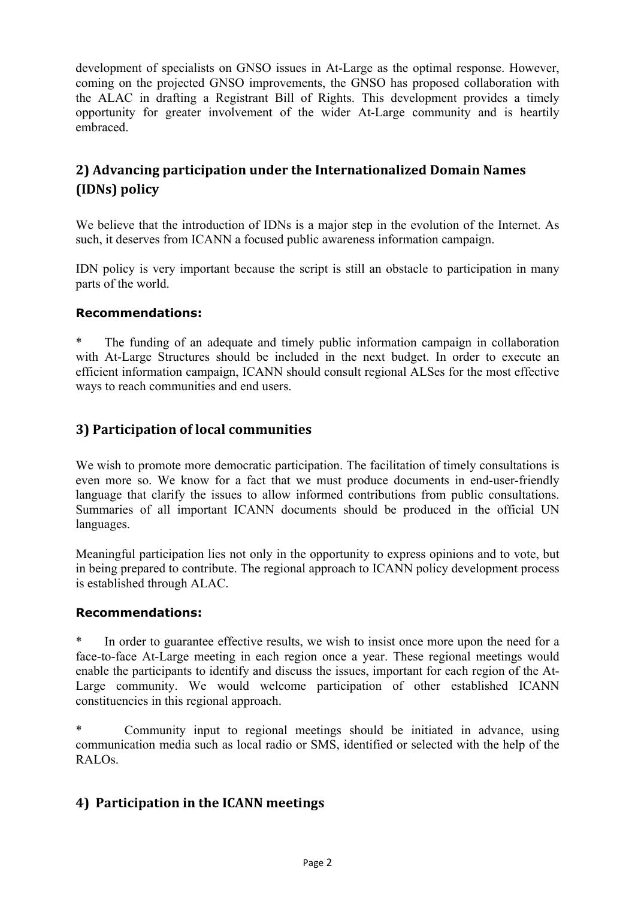development of specialists on GNSO issues in At-Large as the optimal response. However, coming on the projected GNSO improvements, the GNSO has proposed collaboration with the ALAC in drafting a Registrant Bill of Rights. This development provides a timely opportunity for greater involvement of the wider At-Large community and is heartily embraced.

## 2) Advancing participation under the Internationalized Domain Names (IDNs) policy

We believe that the introduction of IDNs is a major step in the evolution of the Internet. As such, it deserves from ICANN a focused public awareness information campaign.

IDN policy is very important because the script is still an obstacle to participation in many parts of the world.

**Recommendations:**

* The funding of an adequate and timely public information campaign in collaboration with At-Large Structures should be included in the next budget. In order to execute an efficient information campaign, ICANN should consult regional ALSes for the most effective ways to reach communities and end users.

## 3) Participation of local communities

We wish to promote more democratic participation. The facilitation of timely consultations is even more so. We know for a fact that we must produce documents in end-user-friendly language that clarify the issues to allow informed contributions from public consultations. Summaries of all important ICANN documents should be produced in the official UN languages.

Meaningful participation lies not only in the opportunity to express opinions and to vote, but in being prepared to contribute. The regional approach to ICANN policy development process is established through ALAC.

**Recommendations:**

* In order to guarantee effective results, we wish to insist once more upon the need for a face-to-face At-Large meeting in each region once a year. These regional meetings would enable the participants to identify and discuss the issues, important for each region of the At-Large community. We would welcome participation of other established ICANN constituencies in this regional approach.

* Community input to regional meetings should be initiated in advance, using communication media such as local radio or SMS, identified or selected with the help of the RALOs.

## 4) Participation in the ICANN meetings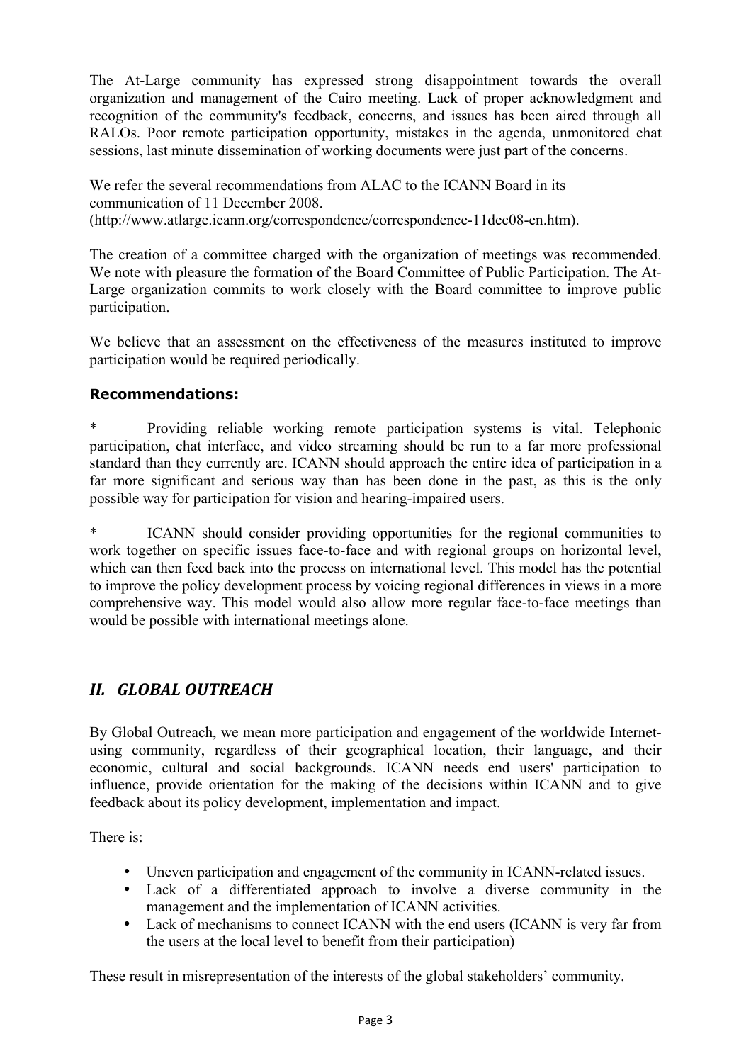The At-Large community has expressed strong disappointment towards the overall organization and management of the Cairo meeting. Lack of proper acknowledgment and recognition of the community's feedback, concerns, and issues has been aired through all RALOs. Poor remote participation opportunity, mistakes in the agenda, unmonitored chat sessions, last minute dissemination of working documents were just part of the concerns.

We refer the several recommendations from ALAC to the ICANN Board in its communication of 11 December 2008. (http://www.atlarge.icann.org/correspondence/correspondence-11dec08-en.htm).

The creation of a committee charged with the organization of meetings was recommended. We note with pleasure the formation of the Board Committee of Public Participation. The At-Large organization commits to work closely with the Board committee to improve public participation.

We believe that an assessment on the effectiveness of the measures instituted to improve participation would be required periodically.

**Recommendations:**

* Providing reliable working remote participation systems is vital. Telephonic participation, chat interface, and video streaming should be run to a far more professional standard than they currently are. ICANN should approach the entire idea of participation in a far more significant and serious way than has been done in the past, as this is the only possible way for participation for vision and hearing-impaired users.

* ICANN should consider providing opportunities for the regional communities to work together on specific issues face-to-face and with regional groups on horizontal level, which can then feed back into the process on international level. This model has the potential to improve the policy development process by voicing regional differences in views in a more comprehensive way. This model would also allow more regular face-to-face meetings than would be possible with international meetings alone.

## *II. GLOBAL OUTREACH*

By Global Outreach, we mean more participation and engagement of the worldwide Internet-using community, regardless of their geographical location, their language, and their economic, cultural and social backgrounds. ICANN needs end users' participation to influence, provide orientation for the making of the decisions within ICANN and to give feedback about its policy development, implementation and impact.

There is:

- Uneven participation and engagement of the community in ICANN-related issues.
- Lack of a differentiated approach to involve a diverse community in the management and the implementation of ICANN activities.
- Lack of mechanisms to connect ICANN with the end users (ICANN is very far from the users at the local level to benefit from their participation)

These result in misrepresentation of the interests of the global stakeholders' community.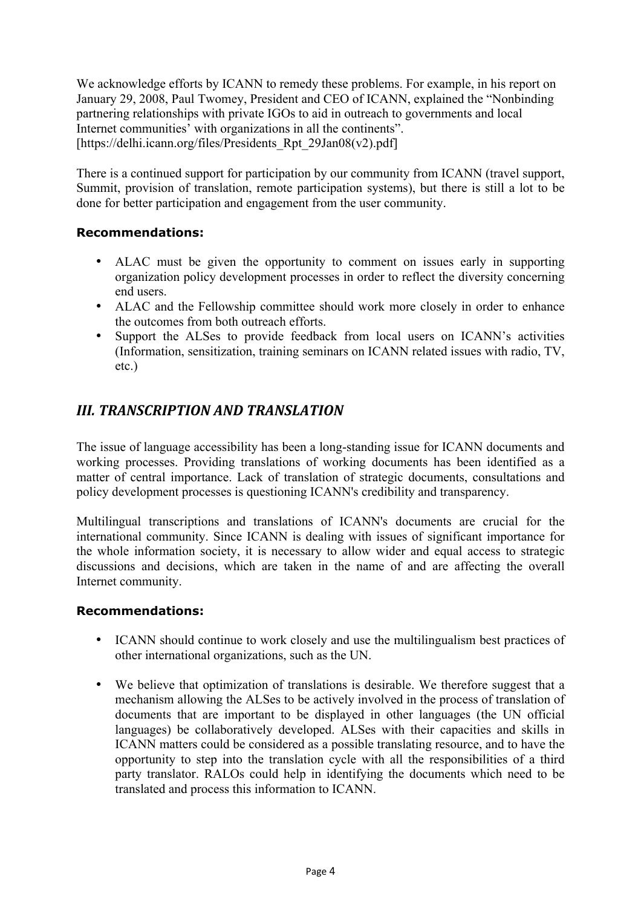We acknowledge efforts by ICANN to remedy these problems. For example, in his report on January 29, 2008, Paul Twomey, President and CEO of ICANN, explained the "Nonbinding partnering relationships with private IGOs to aid in outreach to governments and local Internet communities' with organizations in all the continents". [https://delhi.icann.org/files/Presidents_Rpt_29Jan08(v2).pdf]

There is a continued support for participation by our community from ICANN (travel support, Summit, provision of translation, remote participation systems), but there is still a lot to be done for better participation and engagement from the user community.

**Recommendations:**

- ALAC must be given the opportunity to comment on issues early in supporting organization policy development processes in order to reflect the diversity concerning end users.
- ALAC and the Fellowship committee should work more closely in order to enhance the outcomes from both outreach efforts.
- Support the ALSes to provide feedback from local users on ICANN's activities (Information, sensitization, training seminars on ICANN related issues with radio, TV, etc.)

## *III. TRANSCRIPTION AND TRANSLATION*

The issue of language accessibility has been a long-standing issue for ICANN documents and working processes. Providing translations of working documents has been identified as a matter of central importance. Lack of translation of strategic documents, consultations and policy development processes is questioning ICANN's credibility and transparency.

Multilingual transcriptions and translations of ICANN's documents are crucial for the international community. Since ICANN is dealing with issues of significant importance for the whole information society, it is necessary to allow wider and equal access to strategic discussions and decisions, which are taken in the name of and are affecting the overall Internet community.

**Recommendations:**

- ICANN should continue to work closely and use the multilingualism best practices of other international organizations, such as the UN.

- We believe that optimization of translations is desirable. We therefore suggest that a mechanism allowing the ALSes to be actively involved in the process of translation of documents that are important to be displayed in other languages (the UN official languages) be collaboratively developed. ALSes with their capacities and skills in ICANN matters could be considered as a possible translating resource, and to have the opportunity to step into the translation cycle with all the responsibilities of a third party translator. RALOs could help in identifying the documents which need to be translated and process this information to ICANN.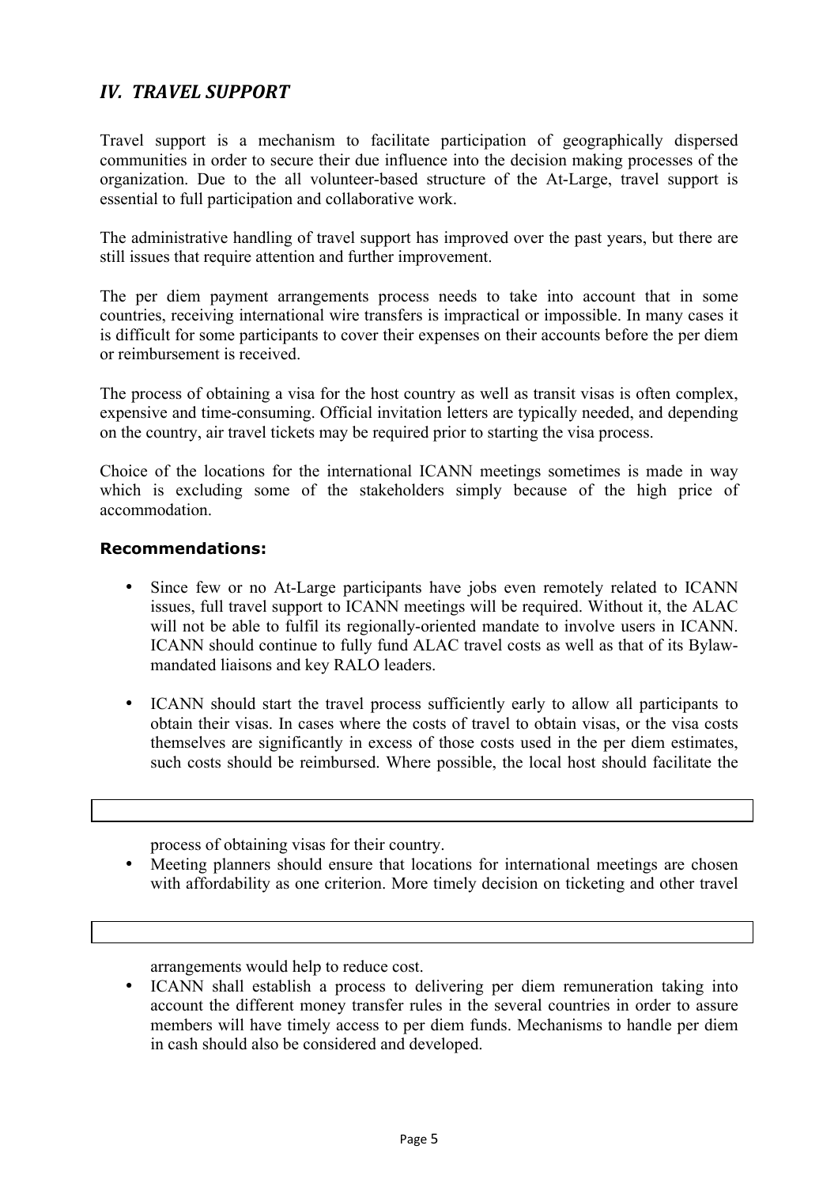## *IV. TRAVEL SUPPORT*

Travel support is a mechanism to facilitate participation of geographically dispersed communities in order to secure their due influence into the decision making processes of the organization. Due to the all volunteer-based structure of the At-Large, travel support is essential to full participation and collaborative work.

The administrative handling of travel support has improved over the past years, but there are still issues that require attention and further improvement.

The per diem payment arrangements process needs to take into account that in some countries, receiving international wire transfers is impractical or impossible. In many cases it is difficult for some participants to cover their expenses on their accounts before the per diem or reimbursement is received.

The process of obtaining a visa for the host country as well as transit visas is often complex, expensive and time-consuming. Official invitation letters are typically needed, and depending on the country, air travel tickets may be required prior to starting the visa process.

Choice of the locations for the international ICANN meetings sometimes is made in way which is excluding some of the stakeholders simply because of the high price of accommodation.

**Recommendations:**

- Since few or no At-Large participants have jobs even remotely related to ICANN issues, full travel support to ICANN meetings will be required. Without it, the ALAC will not be able to fulfil its regionally-oriented mandate to involve users in ICANN. ICANN should continue to fully fund ALAC travel costs as well as that of its Bylaw-mandated liaisons and key RALO leaders.
- ICANN should start the travel process sufficiently early to allow all participants to obtain their visas. In cases where the costs of travel to obtain visas, or the visa costs themselves are significantly in excess of those costs used in the per diem estimates, such costs should be reimbursed. Where possible, the local host should facilitate the process of obtaining visas for their country.
- Meeting planners should ensure that locations for international meetings are chosen with affordability as one criterion. More timely decision on ticketing and other travel arrangements would help to reduce cost.
- ICANN shall establish a process to delivering per diem remuneration taking into account the different money transfer rules in the several countries in order to assure members will have timely access to per diem funds. Mechanisms to handle per diem in cash should also be considered and developed.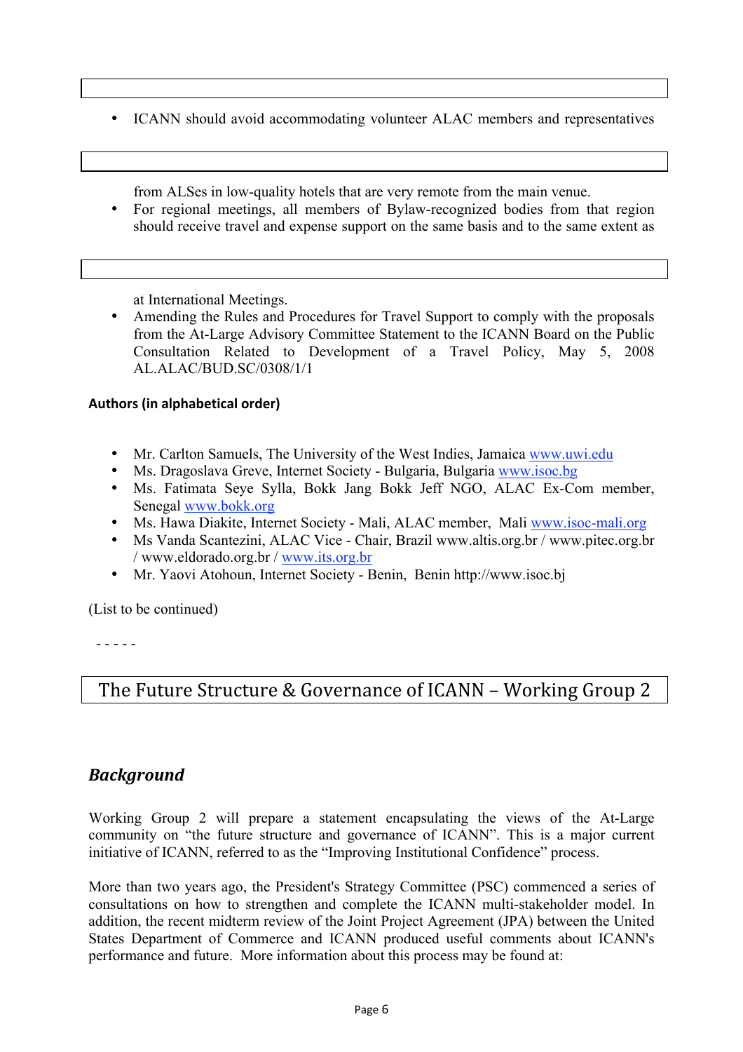- ICANN should avoid accommodating volunteer ALAC members and representatives from ALSes in low-quality hotels that are very remote from the main venue.
- For regional meetings, all members of Bylaw-recognized bodies from that region should receive travel and expense support on the same basis and to the same extent as at International Meetings.
- Amending the Rules and Procedures for Travel Support to comply with the proposals from the At-Large Advisory Committee Statement to the ICANN Board on the Public Consultation Related to Development of a Travel Policy, May 5, 2008 AL.ALAC/BUD.SC/0308/1/1

**Authors (in alphabetical order)**

- Mr. Carlton Samuels, The University of the West Indies, Jamaica www.uwi.edu
- Ms. Dragoslava Greve, Internet Society - Bulgaria, Bulgaria www.isoc.bg
- Ms. Fatimata Seye Sylla, Bokk Jang Bokk Jeff NGO, ALAC Ex-Com member, Senegal www.bokk.org
- Ms. Hawa Diakite, Internet Society - Mali, ALAC member, Mali www.isoc-mali.org
- Ms Vanda Scantezini, ALAC Vice - Chair, Brazil www.altis.org.br / www.pitec.org.br / www.eldorado.org.br / www.its.org.br
- Mr. Yaovi Atohoun, Internet Society - Benin, Benin http://www.isoc.bj

(List to be continued)

- - - - -

## The Future Structure & Governance of ICANN – Working Group 2

### *Background*

Working Group 2 will prepare a statement encapsulating the views of the At-Large community on "the future structure and governance of ICANN". This is a major current initiative of ICANN, referred to as the "Improving Institutional Confidence" process.

More than two years ago, the President's Strategy Committee (PSC) commenced a series of consultations on how to strengthen and complete the ICANN multi-stakeholder model. In addition, the recent midterm review of the Joint Project Agreement (JPA) between the United States Department of Commerce and ICANN produced useful comments about ICANN's performance and future. More information about this process may be found at: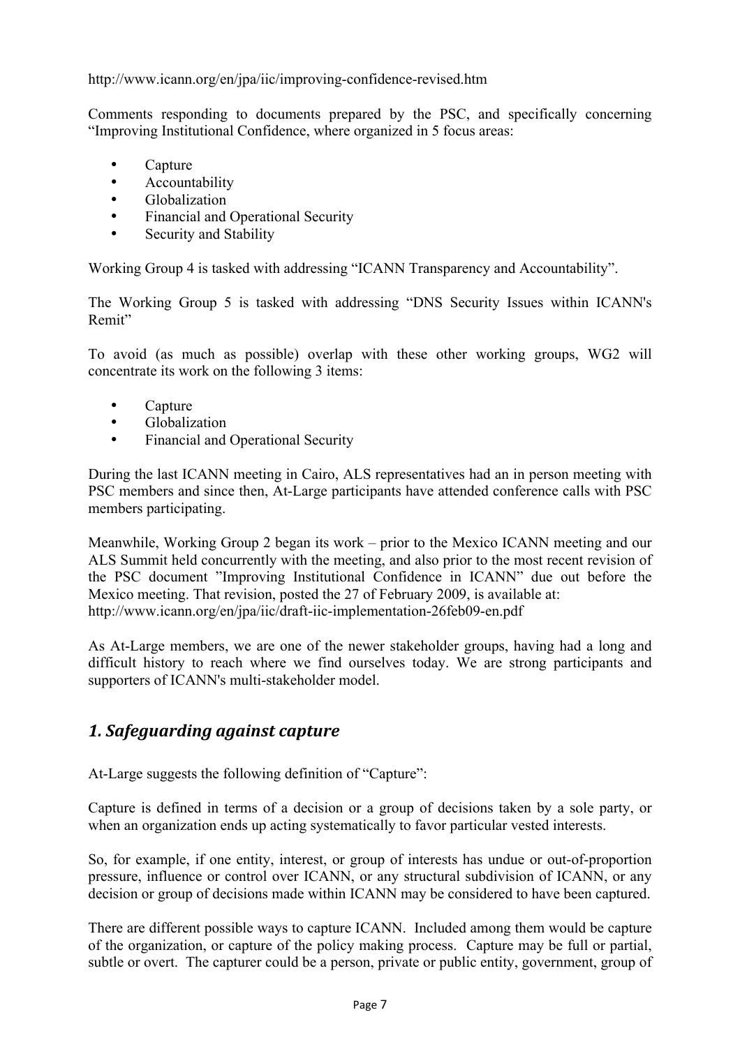http://www.icann.org/en/jpa/iic/improving-confidence-revised.htm

Comments responding to documents prepared by the PSC, and specifically concerning "Improving Institutional Confidence, where organized in 5 focus areas:

- Capture
- Accountability
- Globalization
- Financial and Operational Security
- Security and Stability

Working Group 4 is tasked with addressing "ICANN Transparency and Accountability".

The Working Group 5 is tasked with addressing "DNS Security Issues within ICANN's Remit"

To avoid (as much as possible) overlap with these other working groups, WG2 will concentrate its work on the following 3 items:

- Capture
- Globalization
- Financial and Operational Security

During the last ICANN meeting in Cairo, ALS representatives had an in person meeting with PSC members and since then, At-Large participants have attended conference calls with PSC members participating.

Meanwhile, Working Group 2 began its work – prior to the Mexico ICANN meeting and our ALS Summit held concurrently with the meeting, and also prior to the most recent revision of the PSC document "Improving Institutional Confidence in ICANN" due out before the Mexico meeting. That revision, posted the 27 of February 2009, is available at: http://www.icann.org/en/jpa/iic/draft-iic-implementation-26feb09-en.pdf

As At-Large members, we are one of the newer stakeholder groups, having had a long and difficult history to reach where we find ourselves today. We are strong participants and supporters of ICANN's multi-stakeholder model.

## *1. Safeguarding against capture*

At-Large suggests the following definition of "Capture":

Capture is defined in terms of a decision or a group of decisions taken by a sole party, or when an organization ends up acting systematically to favor particular vested interests.

So, for example, if one entity, interest, or group of interests has undue or out-of-proportion pressure, influence or control over ICANN, or any structural subdivision of ICANN, or any decision or group of decisions made within ICANN may be considered to have been captured.

There are different possible ways to capture ICANN. Included among them would be capture of the organization, or capture of the policy making process. Capture may be full or partial, subtle or overt. The capturer could be a person, private or public entity, government, group of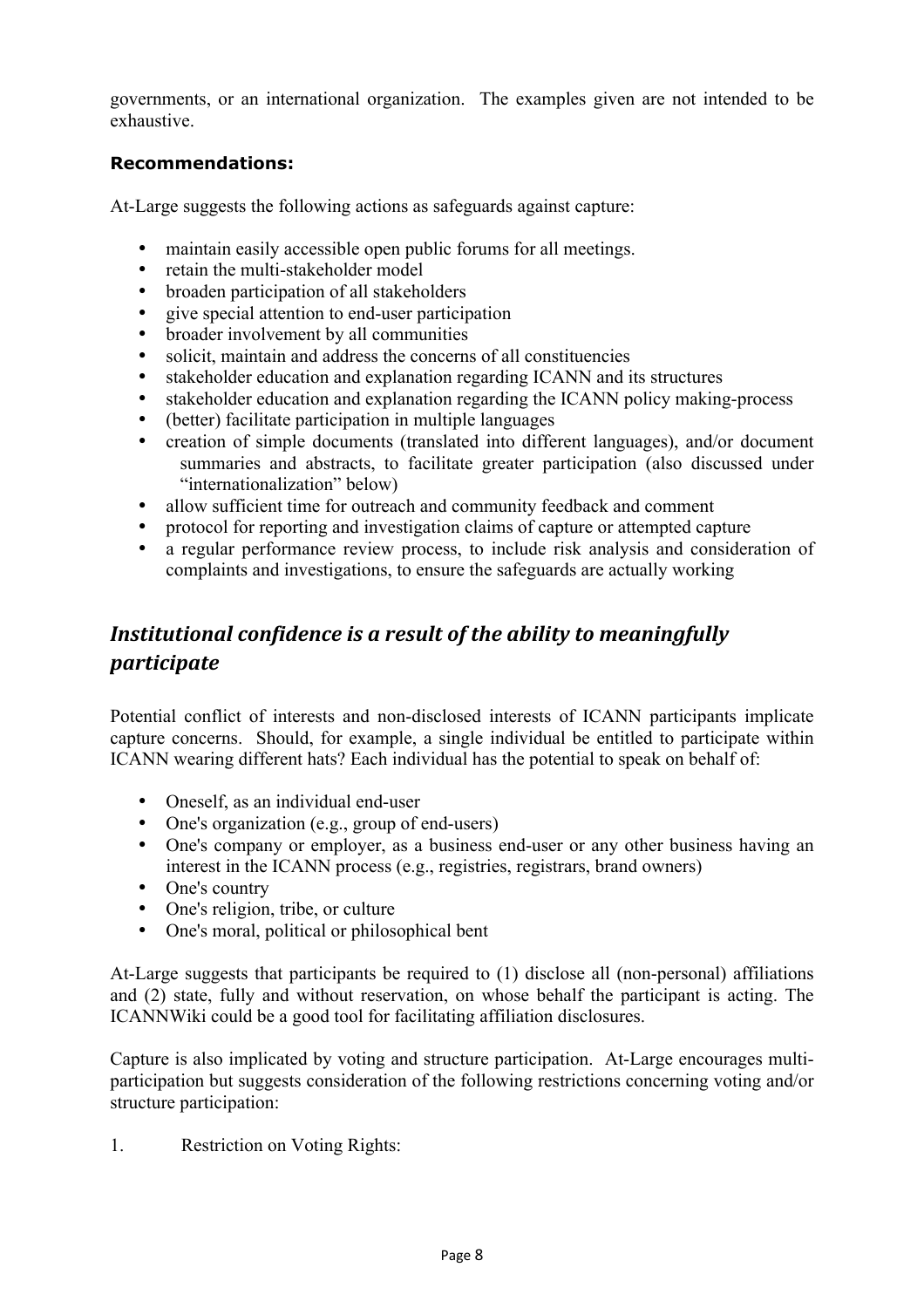governments, or an international organization. The examples given are not intended to be exhaustive.

**Recommendations:**

At-Large suggests the following actions as safeguards against capture:

- maintain easily accessible open public forums for all meetings.
- retain the multi-stakeholder model
- broaden participation of all stakeholders
- give special attention to end-user participation
- broader involvement by all communities
- solicit, maintain and address the concerns of all constituencies
- stakeholder education and explanation regarding ICANN and its structures
- stakeholder education and explanation regarding the ICANN policy making-process
- (better) facilitate participation in multiple languages
- creation of simple documents (translated into different languages), and/or document summaries and abstracts, to facilitate greater participation (also discussed under "internationalization" below)
- allow sufficient time for outreach and community feedback and comment
- protocol for reporting and investigation claims of capture or attempted capture
- a regular performance review process, to include risk analysis and consideration of complaints and investigations, to ensure the safeguards are actually working

## *Institutional confidence is a result of the ability to meaningfully participate*

Potential conflict of interests and non-disclosed interests of ICANN participants implicate capture concerns. Should, for example, a single individual be entitled to participate within ICANN wearing different hats? Each individual has the potential to speak on behalf of:

- Oneself, as an individual end-user
- One's organization (e.g., group of end-users)
- One's company or employer, as a business end-user or any other business having an interest in the ICANN process (e.g., registries, registrars, brand owners)
- One's country
- One's religion, tribe, or culture
- One's moral, political or philosophical bent

At-Large suggests that participants be required to (1) disclose all (non-personal) affiliations and (2) state, fully and without reservation, on whose behalf the participant is acting. The ICANNWiki could be a good tool for facilitating affiliation disclosures.

Capture is also implicated by voting and structure participation. At-Large encourages multi-participation but suggests consideration of the following restrictions concerning voting and/or structure participation:

1. Restriction on Voting Rights: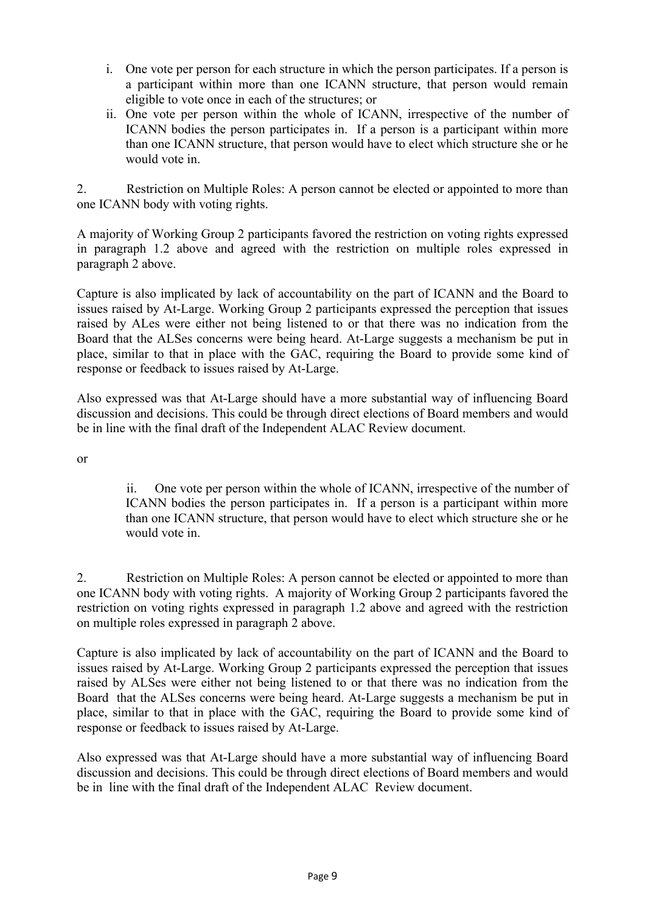i. One vote per person for each structure in which the person participates. If a person is a participant within more than one ICANN structure, that person would remain eligible to vote once in each of the structures; or

ii. One vote per person within the whole of ICANN, irrespective of the number of ICANN bodies the person participates in. If a person is a participant within more than one ICANN structure, that person would have to elect which structure she or he would vote in.

2. Restriction on Multiple Roles: A person cannot be elected or appointed to more than one ICANN body with voting rights.

A majority of Working Group 2 participants favored the restriction on voting rights expressed in paragraph 1.2 above and agreed with the restriction on multiple roles expressed in paragraph 2 above.

Capture is also implicated by lack of accountability on the part of ICANN and the Board to issues raised by At-Large. Working Group 2 participants expressed the perception that issues raised by ALes were either not being listened to or that there was no indication from the Board that the ALSes concerns were being heard. At-Large suggests a mechanism be put in place, similar to that in place with the GAC, requiring the Board to provide some kind of response or feedback to issues raised by At-Large.

Also expressed was that At-Large should have a more substantial way of influencing Board discussion and decisions. This could be through direct elections of Board members and would be in line with the final draft of the Independent ALAC Review document.

or

ii. One vote per person within the whole of ICANN, irrespective of the number of ICANN bodies the person participates in. If a person is a participant within more than one ICANN structure, that person would have to elect which structure she or he would vote in.

2. Restriction on Multiple Roles: A person cannot be elected or appointed to more than one ICANN body with voting rights. A majority of Working Group 2 participants favored the restriction on voting rights expressed in paragraph 1.2 above and agreed with the restriction on multiple roles expressed in paragraph 2 above.

Capture is also implicated by lack of accountability on the part of ICANN and the Board to issues raised by At-Large. Working Group 2 participants expressed the perception that issues raised by ALSes were either not being listened to or that there was no indication from the Board that the ALSes concerns were being heard. At-Large suggests a mechanism be put in place, similar to that in place with the GAC, requiring the Board to provide some kind of response or feedback to issues raised by At-Large.

Also expressed was that At-Large should have a more substantial way of influencing Board discussion and decisions. This could be through direct elections of Board members and would be in line with the final draft of the Independent ALAC Review document.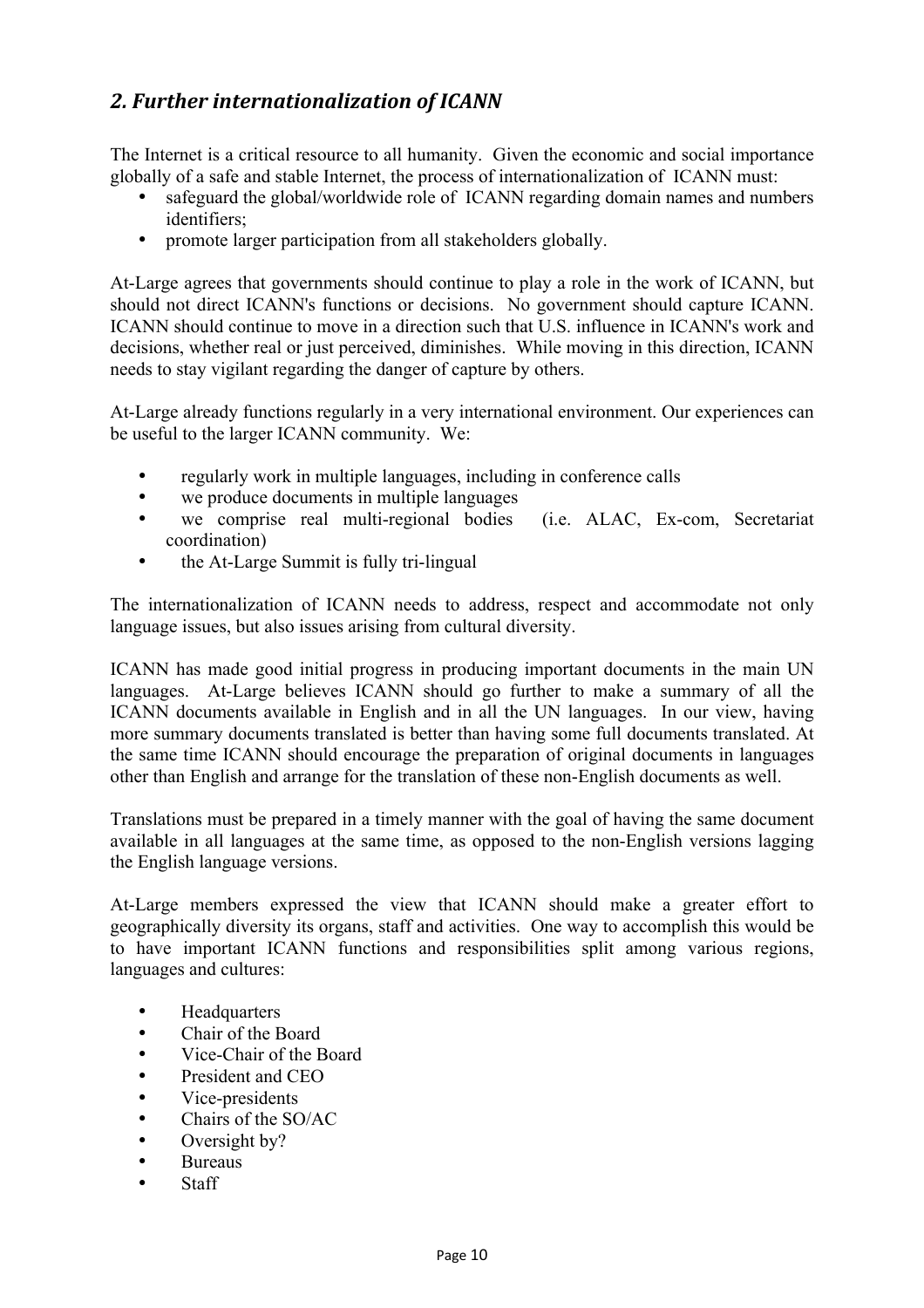## *2. Further internationalization of ICANN*

The Internet is a critical resource to all humanity. Given the economic and social importance globally of a safe and stable Internet, the process of internationalization of ICANN must:

- safeguard the global/worldwide role of ICANN regarding domain names and numbers identifiers;
- promote larger participation from all stakeholders globally.

At-Large agrees that governments should continue to play a role in the work of ICANN, but should not direct ICANN's functions or decisions. No government should capture ICANN. ICANN should continue to move in a direction such that U.S. influence in ICANN's work and decisions, whether real or just perceived, diminishes. While moving in this direction, ICANN needs to stay vigilant regarding the danger of capture by others.

At-Large already functions regularly in a very international environment. Our experiences can be useful to the larger ICANN community. We:

- regularly work in multiple languages, including in conference calls
- we produce documents in multiple languages
- we comprise real multi-regional bodies (i.e. ALAC, Ex-com, Secretariat coordination)
- the At-Large Summit is fully tri-lingual

The internationalization of ICANN needs to address, respect and accommodate not only language issues, but also issues arising from cultural diversity.

ICANN has made good initial progress in producing important documents in the main UN languages. At-Large believes ICANN should go further to make a summary of all the ICANN documents available in English and in all the UN languages. In our view, having more summary documents translated is better than having some full documents translated. At the same time ICANN should encourage the preparation of original documents in languages other than English and arrange for the translation of these non-English documents as well.

Translations must be prepared in a timely manner with the goal of having the same document available in all languages at the same time, as opposed to the non-English versions lagging the English language versions.

At-Large members expressed the view that ICANN should make a greater effort to geographically diversity its organs, staff and activities. One way to accomplish this would be to have important ICANN functions and responsibilities split among various regions, languages and cultures:

- Headquarters
- Chair of the Board
- Vice-Chair of the Board
- President and CEO
- Vice-presidents
- Chairs of the SO/AC
- Oversight by?
- Bureaus
- Staff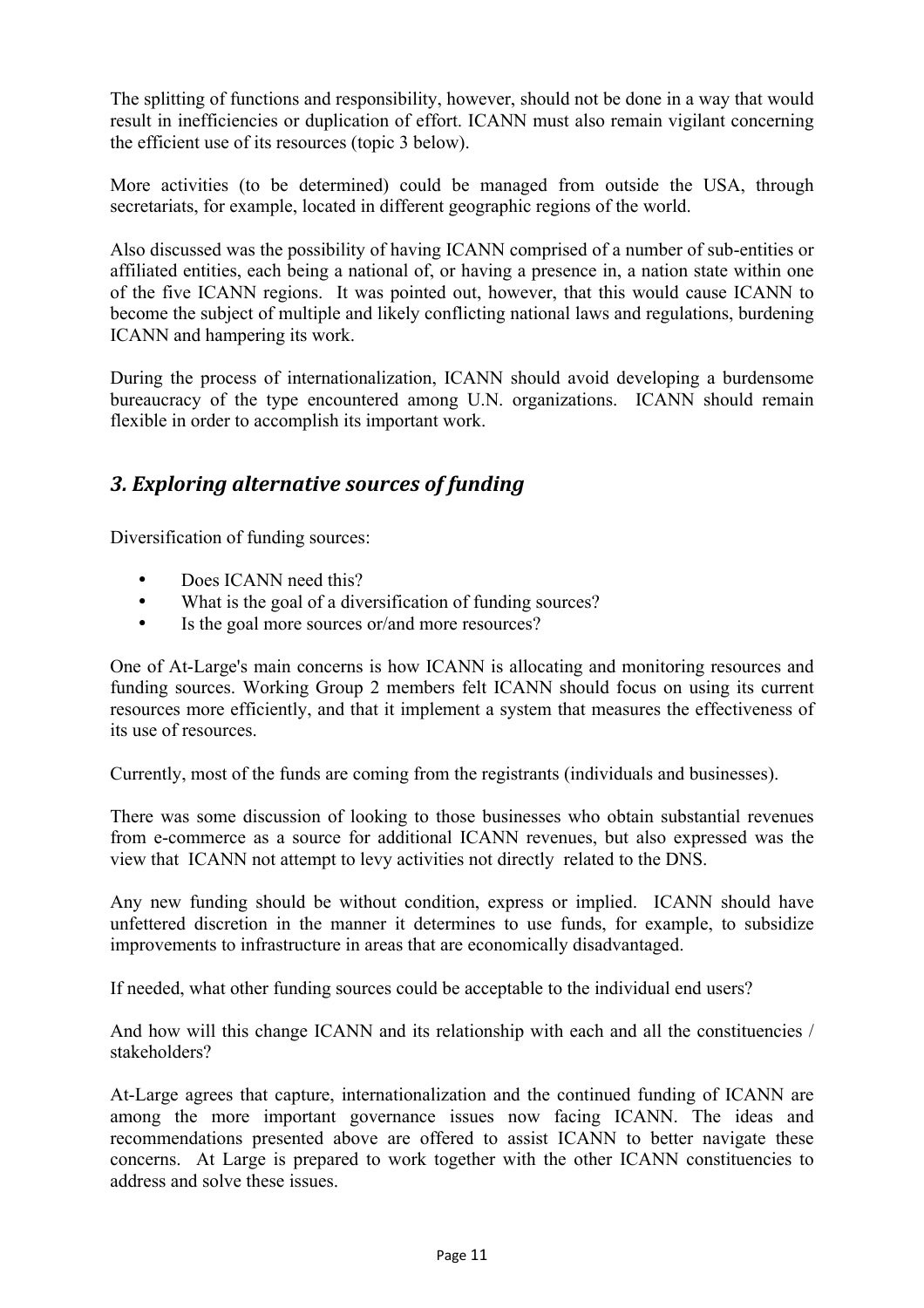The splitting of functions and responsibility, however, should not be done in a way that would result in inefficiencies or duplication of effort. ICANN must also remain vigilant concerning the efficient use of its resources (topic 3 below).

More activities (to be determined) could be managed from outside the USA, through secretariats, for example, located in different geographic regions of the world.

Also discussed was the possibility of having ICANN comprised of a number of sub-entities or affiliated entities, each being a national of, or having a presence in, a nation state within one of the five ICANN regions. It was pointed out, however, that this would cause ICANN to become the subject of multiple and likely conflicting national laws and regulations, burdening ICANN and hampering its work.

During the process of internationalization, ICANN should avoid developing a burdensome bureaucracy of the type encountered among U.N. organizations. ICANN should remain flexible in order to accomplish its important work.

## *3. Exploring alternative sources of funding*

Diversification of funding sources:

- Does ICANN need this?
- What is the goal of a diversification of funding sources?
- Is the goal more sources or/and more resources?

One of At-Large's main concerns is how ICANN is allocating and monitoring resources and funding sources. Working Group 2 members felt ICANN should focus on using its current resources more efficiently, and that it implement a system that measures the effectiveness of its use of resources.

Currently, most of the funds are coming from the registrants (individuals and businesses).

There was some discussion of looking to those businesses who obtain substantial revenues from e-commerce as a source for additional ICANN revenues, but also expressed was the view that ICANN not attempt to levy activities not directly related to the DNS.

Any new funding should be without condition, express or implied. ICANN should have unfettered discretion in the manner it determines to use funds, for example, to subsidize improvements to infrastructure in areas that are economically disadvantaged.

If needed, what other funding sources could be acceptable to the individual end users?

And how will this change ICANN and its relationship with each and all the constituencies / stakeholders?

At-Large agrees that capture, internationalization and the continued funding of ICANN are among the more important governance issues now facing ICANN. The ideas and recommendations presented above are offered to assist ICANN to better navigate these concerns. At Large is prepared to work together with the other ICANN constituencies to address and solve these issues.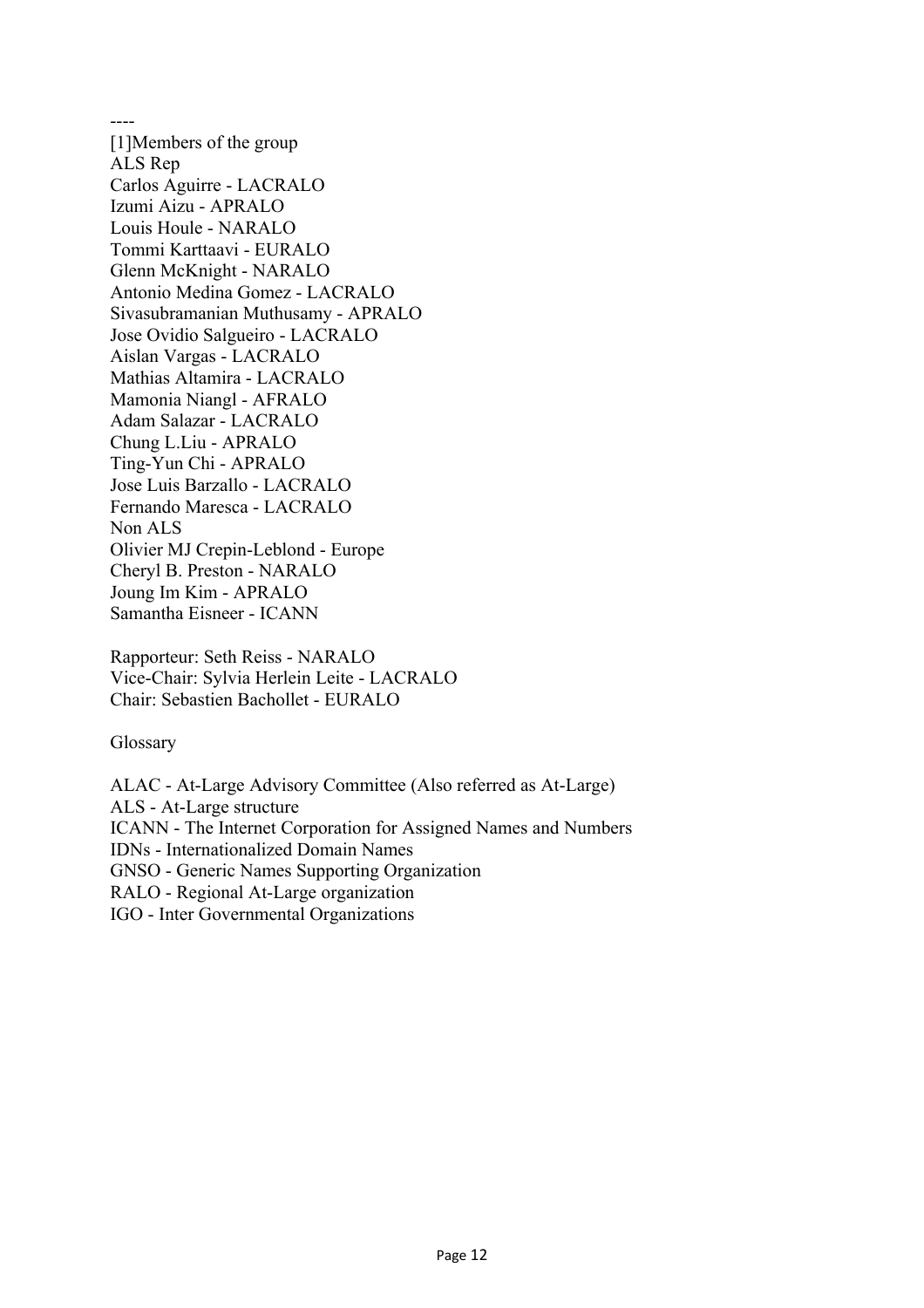----

[1]Members of the group

ALS Rep

Carlos Aguirre - LACRALO
Izumi Aizu - APRALO
Louis Houle - NARALO
Tommi Karttaavi - EURALO
Glenn McKnight - NARALO
Antonio Medina Gomez - LACRALO
Sivasubramanian Muthusamy - APRALO
Jose Ovidio Salgueiro - LACRALO
Aislan Vargas - LACRALO
Mathias Altamira - LACRALO
Mamonia Niangl - AFRALO
Adam Salazar - LACRALO
Chung L.Liu - APRALO
Ting-Yun Chi - APRALO
Jose Luis Barzallo - LACRALO
Fernando Maresca - LACRALO

Non ALS

Olivier MJ Crepin-Leblond - Europe
Cheryl B. Preston - NARALO
Joung Im Kim - APRALO
Samantha Eisneer - ICANN

Rapporteur: Seth Reiss - NARALO
Vice-Chair: Sylvia Herlein Leite - LACRALO
Chair: Sebastien Bachollet - EURALO

Glossary

ALAC - At-Large Advisory Committee (Also referred as At-Large)
ALS - At-Large structure
ICANN - The Internet Corporation for Assigned Names and Numbers
IDNs - Internationalized Domain Names
GNSO - Generic Names Supporting Organization
RALO - Regional At-Large organization
IGO - Inter Governmental Organizations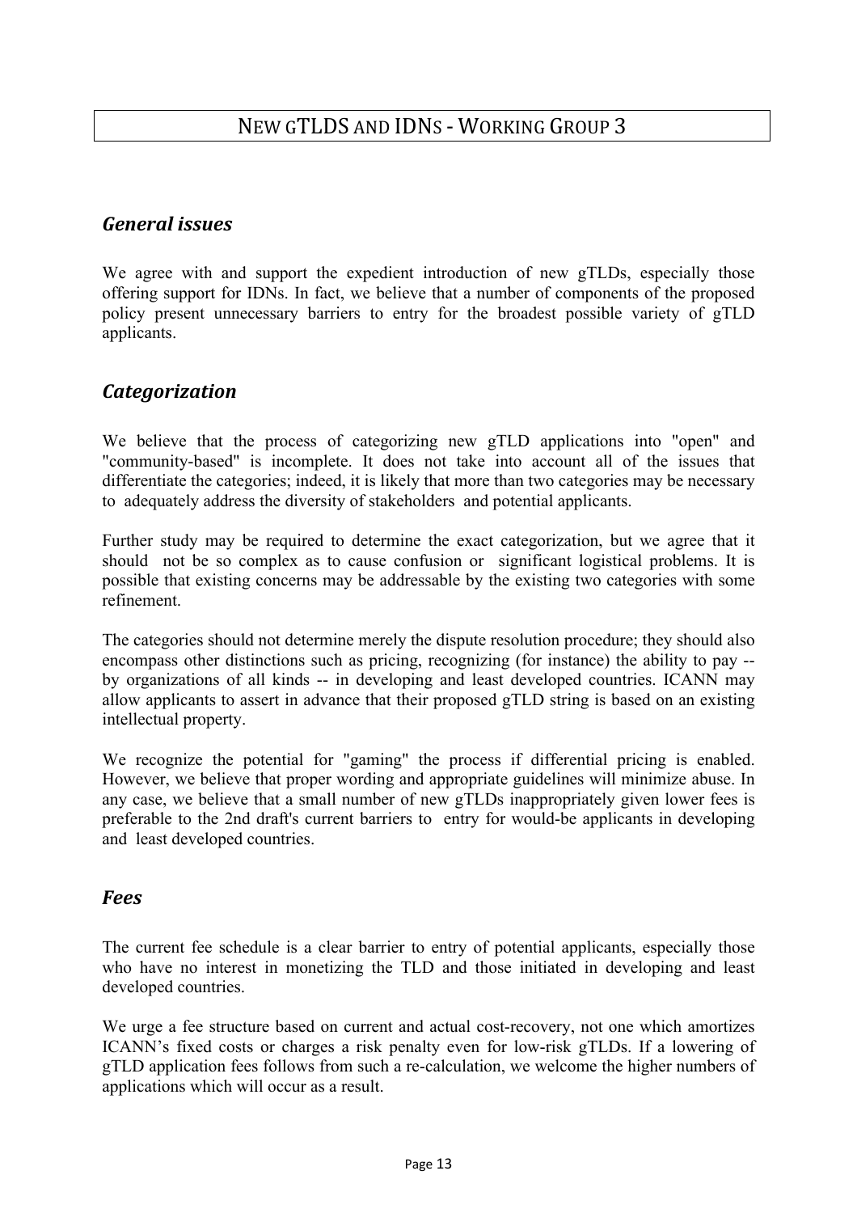# NEW GTLDS AND IDNS - WORKING GROUP 3

## *General issues*

We agree with and support the expedient introduction of new gTLDs, especially those offering support for IDNs. In fact, we believe that a number of components of the proposed policy present unnecessary barriers to entry for the broadest possible variety of gTLD applicants.

## *Categorization*

We believe that the process of categorizing new gTLD applications into "open" and "community-based" is incomplete. It does not take into account all of the issues that differentiate the categories; indeed, it is likely that more than two categories may be necessary to adequately address the diversity of stakeholders and potential applicants.

Further study may be required to determine the exact categorization, but we agree that it should not be so complex as to cause confusion or significant logistical problems. It is possible that existing concerns may be addressable by the existing two categories with some refinement.

The categories should not determine merely the dispute resolution procedure; they should also encompass other distinctions such as pricing, recognizing (for instance) the ability to pay -- by organizations of all kinds -- in developing and least developed countries. ICANN may allow applicants to assert in advance that their proposed gTLD string is based on an existing intellectual property.

We recognize the potential for "gaming" the process if differential pricing is enabled. However, we believe that proper wording and appropriate guidelines will minimize abuse. In any case, we believe that a small number of new gTLDs inappropriately given lower fees is preferable to the 2nd draft's current barriers to entry for would-be applicants in developing and least developed countries.

## *Fees*

The current fee schedule is a clear barrier to entry of potential applicants, especially those who have no interest in monetizing the TLD and those initiated in developing and least developed countries.

We urge a fee structure based on current and actual cost-recovery, not one which amortizes ICANN's fixed costs or charges a risk penalty even for low-risk gTLDs. If a lowering of gTLD application fees follows from such a re-calculation, we welcome the higher numbers of applications which will occur as a result.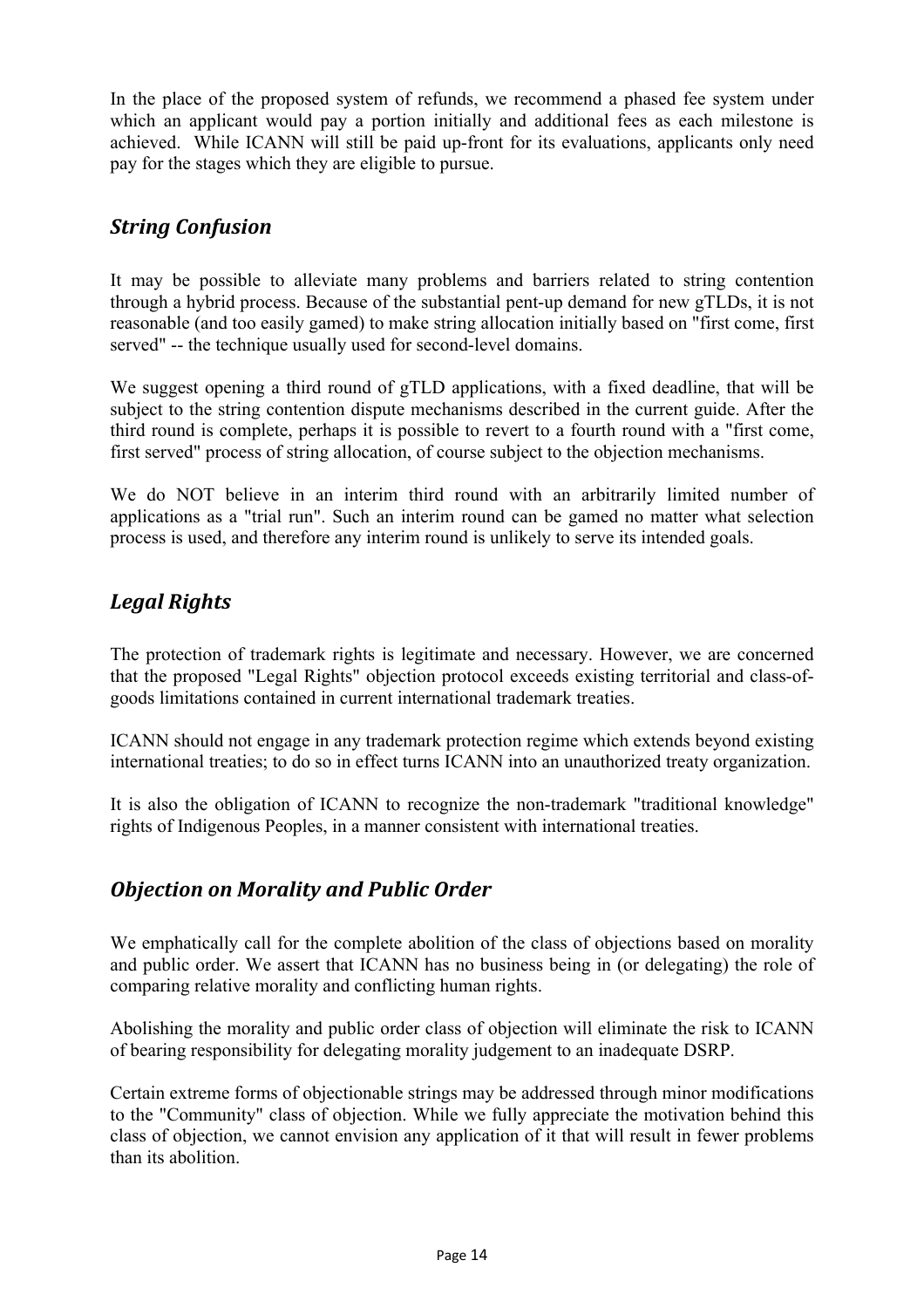In the place of the proposed system of refunds, we recommend a phased fee system under which an applicant would pay a portion initially and additional fees as each milestone is achieved. While ICANN will still be paid up-front for its evaluations, applicants only need pay for the stages which they are eligible to pursue.

## *String Confusion*

It may be possible to alleviate many problems and barriers related to string contention through a hybrid process. Because of the substantial pent-up demand for new gTLDs, it is not reasonable (and too easily gamed) to make string allocation initially based on "first come, first served" -- the technique usually used for second-level domains.

We suggest opening a third round of gTLD applications, with a fixed deadline, that will be subject to the string contention dispute mechanisms described in the current guide. After the third round is complete, perhaps it is possible to revert to a fourth round with a "first come, first served" process of string allocation, of course subject to the objection mechanisms.

We do NOT believe in an interim third round with an arbitrarily limited number of applications as a "trial run". Such an interim round can be gamed no matter what selection process is used, and therefore any interim round is unlikely to serve its intended goals.

## *Legal Rights*

The protection of trademark rights is legitimate and necessary. However, we are concerned that the proposed "Legal Rights" objection protocol exceeds existing territorial and class-of-goods limitations contained in current international trademark treaties.

ICANN should not engage in any trademark protection regime which extends beyond existing international treaties; to do so in effect turns ICANN into an unauthorized treaty organization.

It is also the obligation of ICANN to recognize the non-trademark "traditional knowledge" rights of Indigenous Peoples, in a manner consistent with international treaties.

## *Objection on Morality and Public Order*

We emphatically call for the complete abolition of the class of objections based on morality and public order. We assert that ICANN has no business being in (or delegating) the role of comparing relative morality and conflicting human rights.

Abolishing the morality and public order class of objection will eliminate the risk to ICANN of bearing responsibility for delegating morality judgement to an inadequate DSRP.

Certain extreme forms of objectionable strings may be addressed through minor modifications to the "Community" class of objection. While we fully appreciate the motivation behind this class of objection, we cannot envision any application of it that will result in fewer problems than its abolition.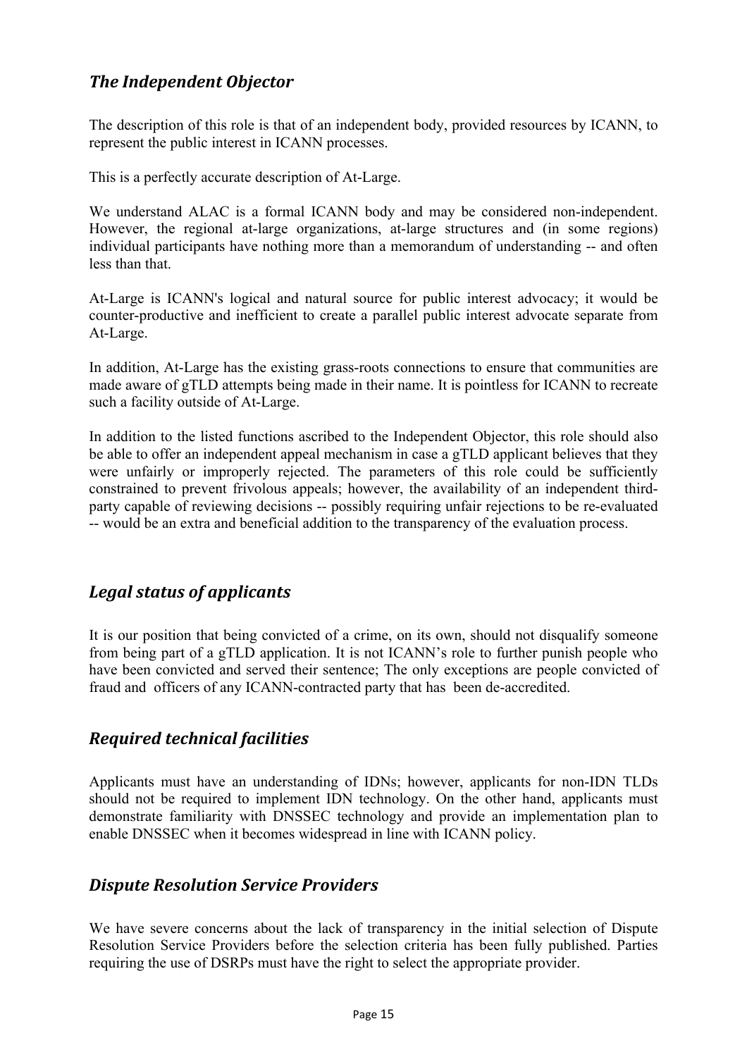## *The Independent Objector*

The description of this role is that of an independent body, provided resources by ICANN, to represent the public interest in ICANN processes.

This is a perfectly accurate description of At-Large.

We understand ALAC is a formal ICANN body and may be considered non-independent. However, the regional at-large organizations, at-large structures and (in some regions) individual participants have nothing more than a memorandum of understanding -- and often less than that.

At-Large is ICANN's logical and natural source for public interest advocacy; it would be counter-productive and inefficient to create a parallel public interest advocate separate from At-Large.

In addition, At-Large has the existing grass-roots connections to ensure that communities are made aware of gTLD attempts being made in their name. It is pointless for ICANN to recreate such a facility outside of At-Large.

In addition to the listed functions ascribed to the Independent Objector, this role should also be able to offer an independent appeal mechanism in case a gTLD applicant believes that they were unfairly or improperly rejected. The parameters of this role could be sufficiently constrained to prevent frivolous appeals; however, the availability of an independent third-party capable of reviewing decisions -- possibly requiring unfair rejections to be re-evaluated -- would be an extra and beneficial addition to the transparency of the evaluation process.

## *Legal status of applicants*

It is our position that being convicted of a crime, on its own, should not disqualify someone from being part of a gTLD application. It is not ICANN's role to further punish people who have been convicted and served their sentence; The only exceptions are people convicted of fraud and officers of any ICANN-contracted party that has been de-accredited.

## *Required technical facilities*

Applicants must have an understanding of IDNs; however, applicants for non-IDN TLDs should not be required to implement IDN technology. On the other hand, applicants must demonstrate familiarity with DNSSEC technology and provide an implementation plan to enable DNSSEC when it becomes widespread in line with ICANN policy.

## *Dispute Resolution Service Providers*

We have severe concerns about the lack of transparency in the initial selection of Dispute Resolution Service Providers before the selection criteria has been fully published. Parties requiring the use of DSRPs must have the right to select the appropriate provider.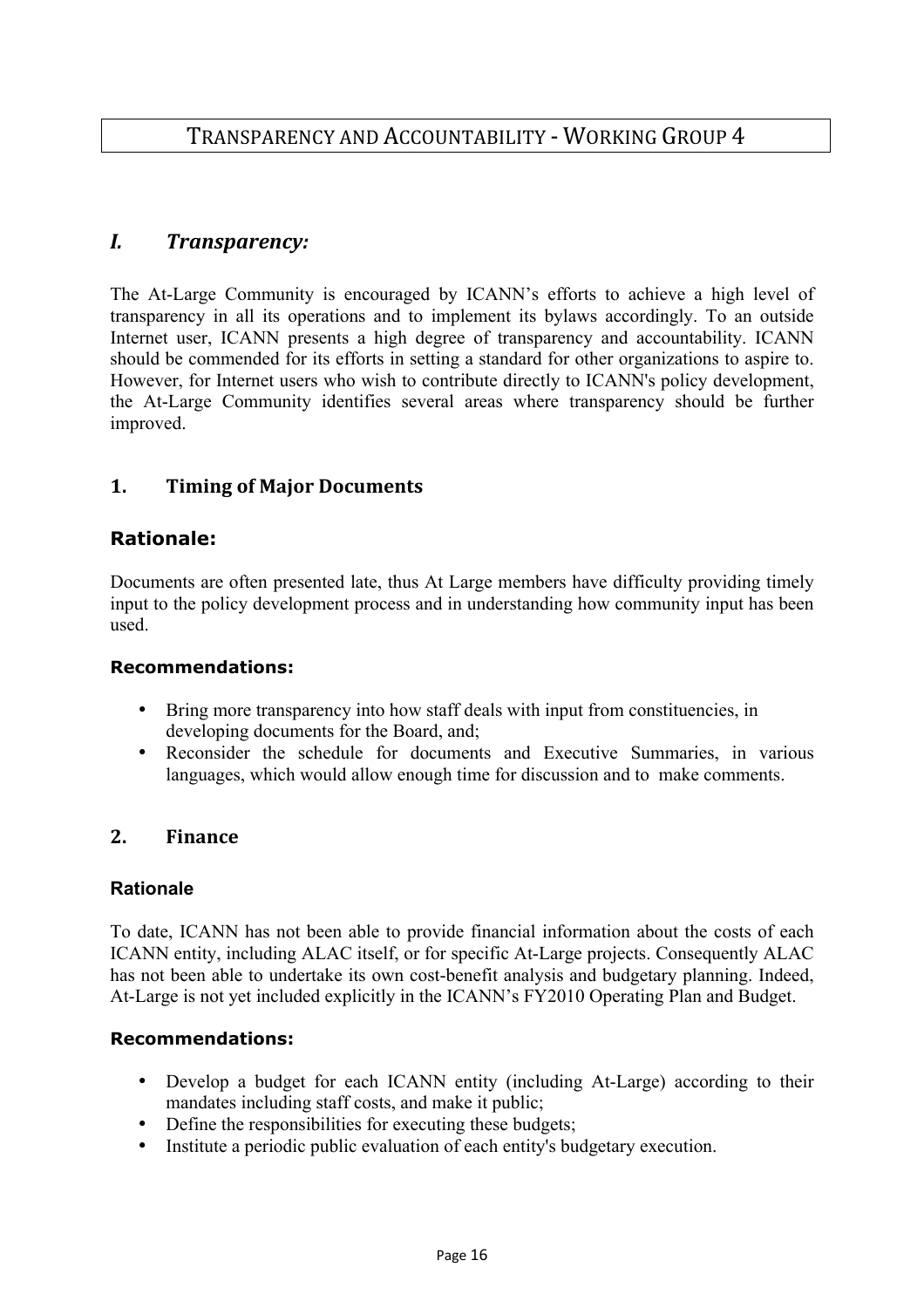# Transparency and Accountability - Working Group 4

## *I. Transparency:*

The At-Large Community is encouraged by ICANN's efforts to achieve a high level of transparency in all its operations and to implement its bylaws accordingly. To an outside Internet user, ICANN presents a high degree of transparency and accountability. ICANN should be commended for its efforts in setting a standard for other organizations to aspire to. However, for Internet users who wish to contribute directly to ICANN's policy development, the At-Large Community identifies several areas where transparency should be further improved.

### 1. Timing of Major Documents

#### Rationale:

Documents are often presented late, thus At Large members have difficulty providing timely input to the policy development process and in understanding how community input has been used.

**Recommendations:**

- Bring more transparency into how staff deals with input from constituencies, in developing documents for the Board, and;
- Reconsider the schedule for documents and Executive Summaries, in various languages, which would allow enough time for discussion and to make comments.

### 2. Finance

**Rationale**

To date, ICANN has not been able to provide financial information about the costs of each ICANN entity, including ALAC itself, or for specific At-Large projects. Consequently ALAC has not been able to undertake its own cost-benefit analysis and budgetary planning. Indeed, At-Large is not yet included explicitly in the ICANN's FY2010 Operating Plan and Budget.

**Recommendations:**

- Develop a budget for each ICANN entity (including At-Large) according to their mandates including staff costs, and make it public;
- Define the responsibilities for executing these budgets;
- Institute a periodic public evaluation of each entity's budgetary execution.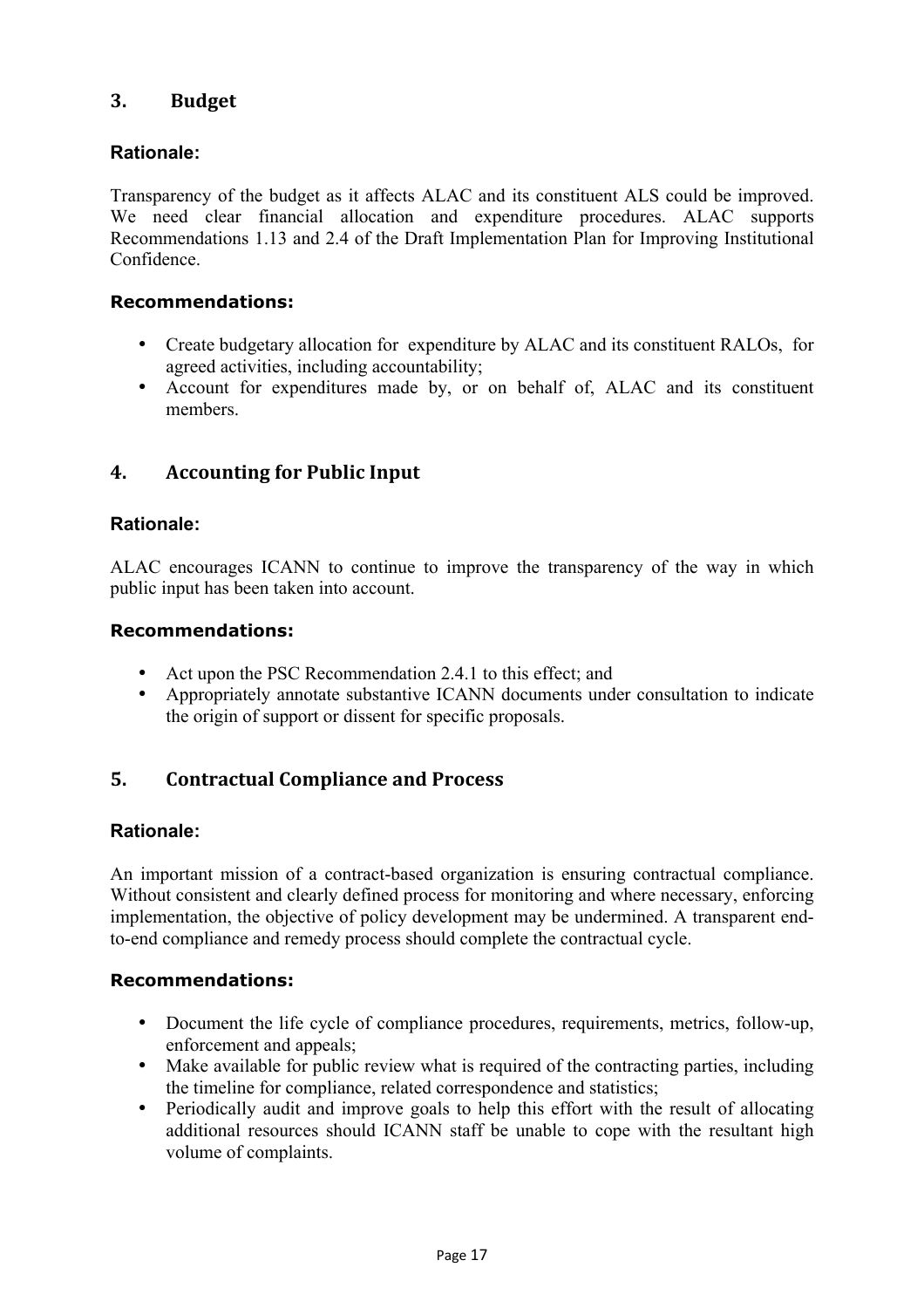## 3. Budget

### Rationale:

Transparency of the budget as it affects ALAC and its constituent ALS could be improved. We need clear financial allocation and expenditure procedures. ALAC supports Recommendations 1.13 and 2.4 of the Draft Implementation Plan for Improving Institutional Confidence.

### Recommendations:

- Create budgetary allocation for expenditure by ALAC and its constituent RALOs, for agreed activities, including accountability;
- Account for expenditures made by, or on behalf of, ALAC and its constituent members.

## 4. Accounting for Public Input

### Rationale:

ALAC encourages ICANN to continue to improve the transparency of the way in which public input has been taken into account.

### Recommendations:

- Act upon the PSC Recommendation 2.4.1 to this effect; and
- Appropriately annotate substantive ICANN documents under consultation to indicate the origin of support or dissent for specific proposals.

## 5. Contractual Compliance and Process

### Rationale:

An important mission of a contract-based organization is ensuring contractual compliance. Without consistent and clearly defined process for monitoring and where necessary, enforcing implementation, the objective of policy development may be undermined. A transparent end-to-end compliance and remedy process should complete the contractual cycle.

### Recommendations:

- Document the life cycle of compliance procedures, requirements, metrics, follow-up, enforcement and appeals;
- Make available for public review what is required of the contracting parties, including the timeline for compliance, related correspondence and statistics;
- Periodically audit and improve goals to help this effort with the result of allocating additional resources should ICANN staff be unable to cope with the resultant high volume of complaints.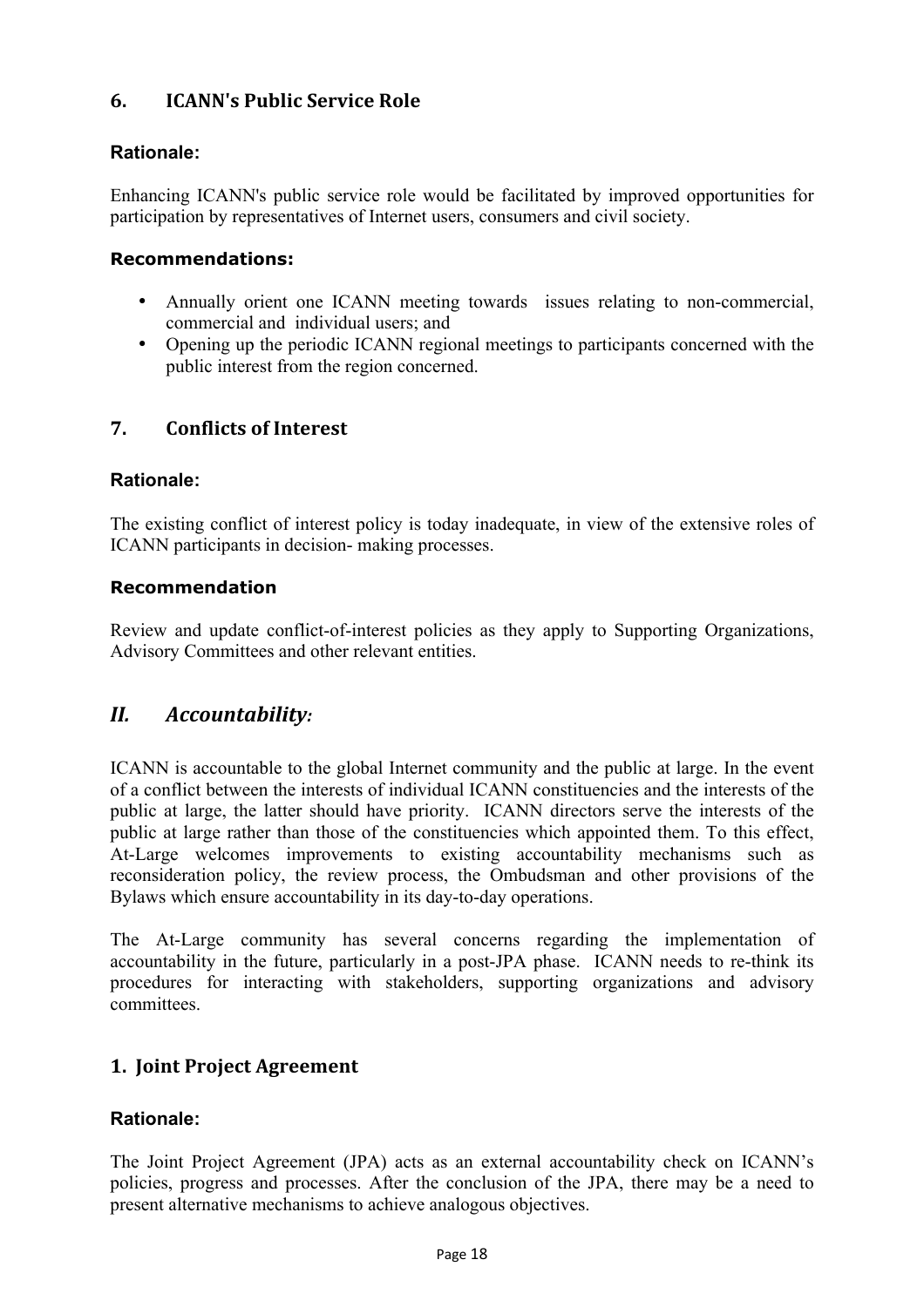## 6. ICANN's Public Service Role

### Rationale:

Enhancing ICANN's public service role would be facilitated by improved opportunities for participation by representatives of Internet users, consumers and civil society.

### Recommendations:

- Annually orient one ICANN meeting towards issues relating to non-commercial, commercial and individual users; and
- Opening up the periodic ICANN regional meetings to participants concerned with the public interest from the region concerned.

## 7. Conflicts of Interest

### Rationale:

The existing conflict of interest policy is today inadequate, in view of the extensive roles of ICANN participants in decision- making processes.

### Recommendation

Review and update conflict-of-interest policies as they apply to Supporting Organizations, Advisory Committees and other relevant entities.

# *II. Accountability:*

ICANN is accountable to the global Internet community and the public at large. In the event of a conflict between the interests of individual ICANN constituencies and the interests of the public at large, the latter should have priority. ICANN directors serve the interests of the public at large rather than those of the constituencies which appointed them. To this effect, At-Large welcomes improvements to existing accountability mechanisms such as reconsideration policy, the review process, the Ombudsman and other provisions of the Bylaws which ensure accountability in its day-to-day operations.

The At-Large community has several concerns regarding the implementation of accountability in the future, particularly in a post-JPA phase. ICANN needs to re-think its procedures for interacting with stakeholders, supporting organizations and advisory committees.

## 1. Joint Project Agreement

### Rationale:

The Joint Project Agreement (JPA) acts as an external accountability check on ICANN's policies, progress and processes. After the conclusion of the JPA, there may be a need to present alternative mechanisms to achieve analogous objectives.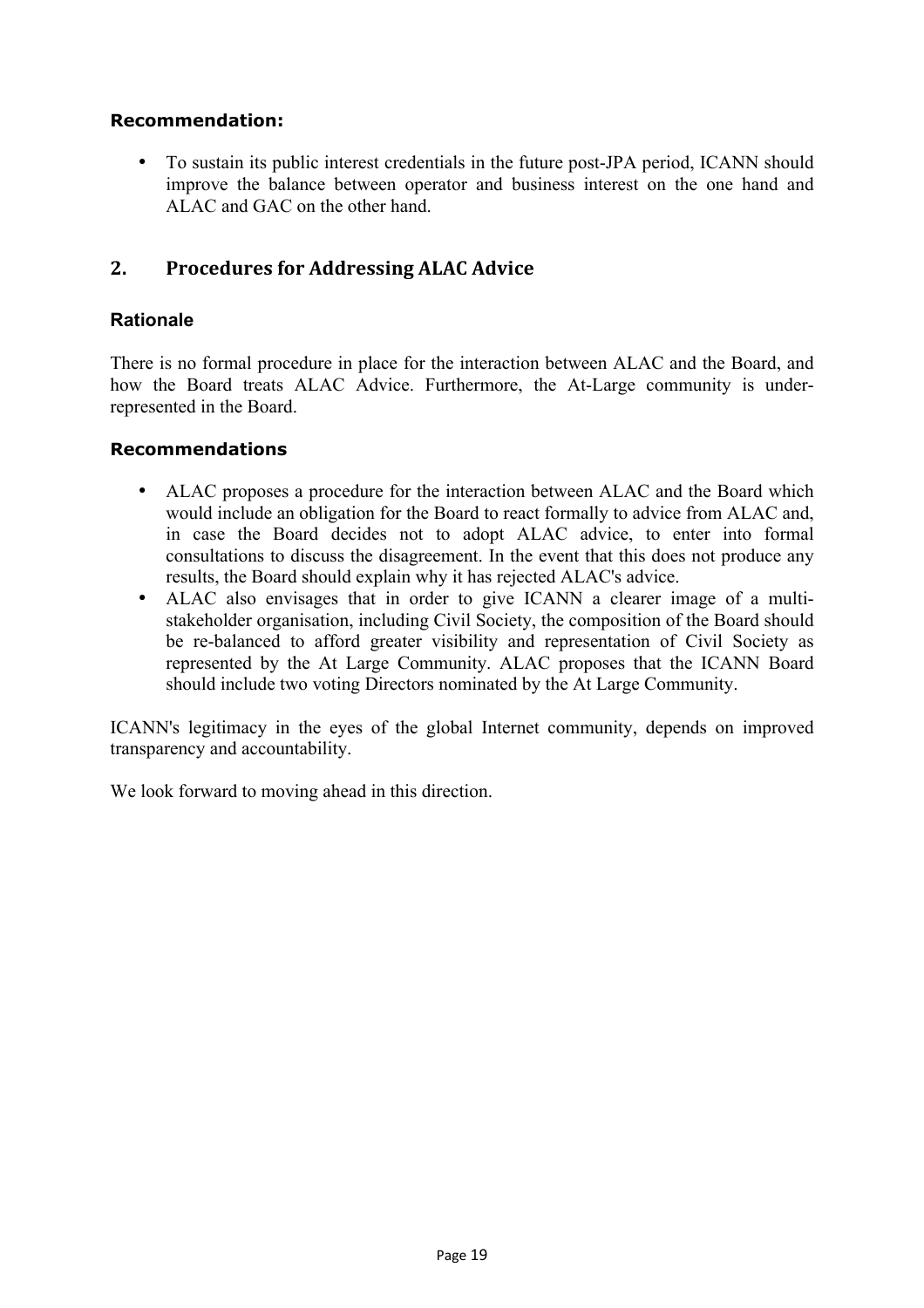**Recommendation:**

- To sustain its public interest credentials in the future post-JPA period, ICANN should improve the balance between operator and business interest on the one hand and ALAC and GAC on the other hand.

## 2. Procedures for Addressing ALAC Advice

### Rationale

There is no formal procedure in place for the interaction between ALAC and the Board, and how the Board treats ALAC Advice. Furthermore, the At-Large community is under-represented in the Board.

### Recommendations

- ALAC proposes a procedure for the interaction between ALAC and the Board which would include an obligation for the Board to react formally to advice from ALAC and, in case the Board decides not to adopt ALAC advice, to enter into formal consultations to discuss the disagreement. In the event that this does not produce any results, the Board should explain why it has rejected ALAC's advice.
- ALAC also envisages that in order to give ICANN a clearer image of a multi-stakeholder organisation, including Civil Society, the composition of the Board should be re-balanced to afford greater visibility and representation of Civil Society as represented by the At Large Community. ALAC proposes that the ICANN Board should include two voting Directors nominated by the At Large Community.

ICANN's legitimacy in the eyes of the global Internet community, depends on improved transparency and accountability.

We look forward to moving ahead in this direction.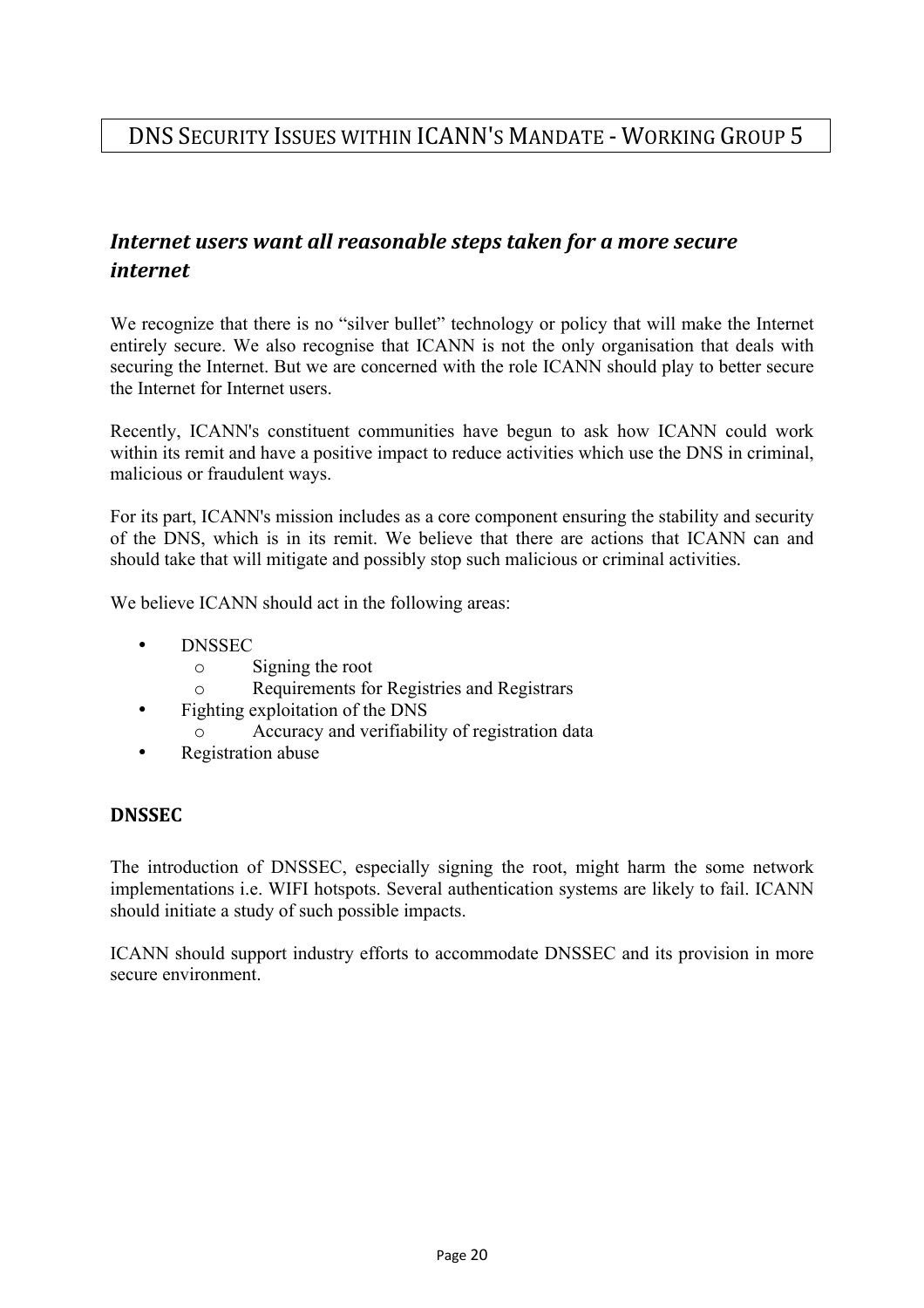# DNS Security Issues within ICANN's Mandate - Working Group 5

## *Internet users want all reasonable steps taken for a more secure internet*

We recognize that there is no "silver bullet" technology or policy that will make the Internet entirely secure. We also recognise that ICANN is not the only organisation that deals with securing the Internet. But we are concerned with the role ICANN should play to better secure the Internet for Internet users.

Recently, ICANN's constituent communities have begun to ask how ICANN could work within its remit and have a positive impact to reduce activities which use the DNS in criminal, malicious or fraudulent ways.

For its part, ICANN's mission includes as a core component ensuring the stability and security of the DNS, which is in its remit. We believe that there are actions that ICANN can and should take that will mitigate and possibly stop such malicious or criminal activities.

We believe ICANN should act in the following areas:

- DNSSEC
  - Signing the root
  - Requirements for Registries and Registrars
- Fighting exploitation of the DNS
  - Accuracy and verifiability of registration data
- Registration abuse

### DNSSEC

The introduction of DNSSEC, especially signing the root, might harm the some network implementations i.e. WIFI hotspots. Several authentication systems are likely to fail. ICANN should initiate a study of such possible impacts.

ICANN should support industry efforts to accommodate DNSSEC and its provision in more secure environment.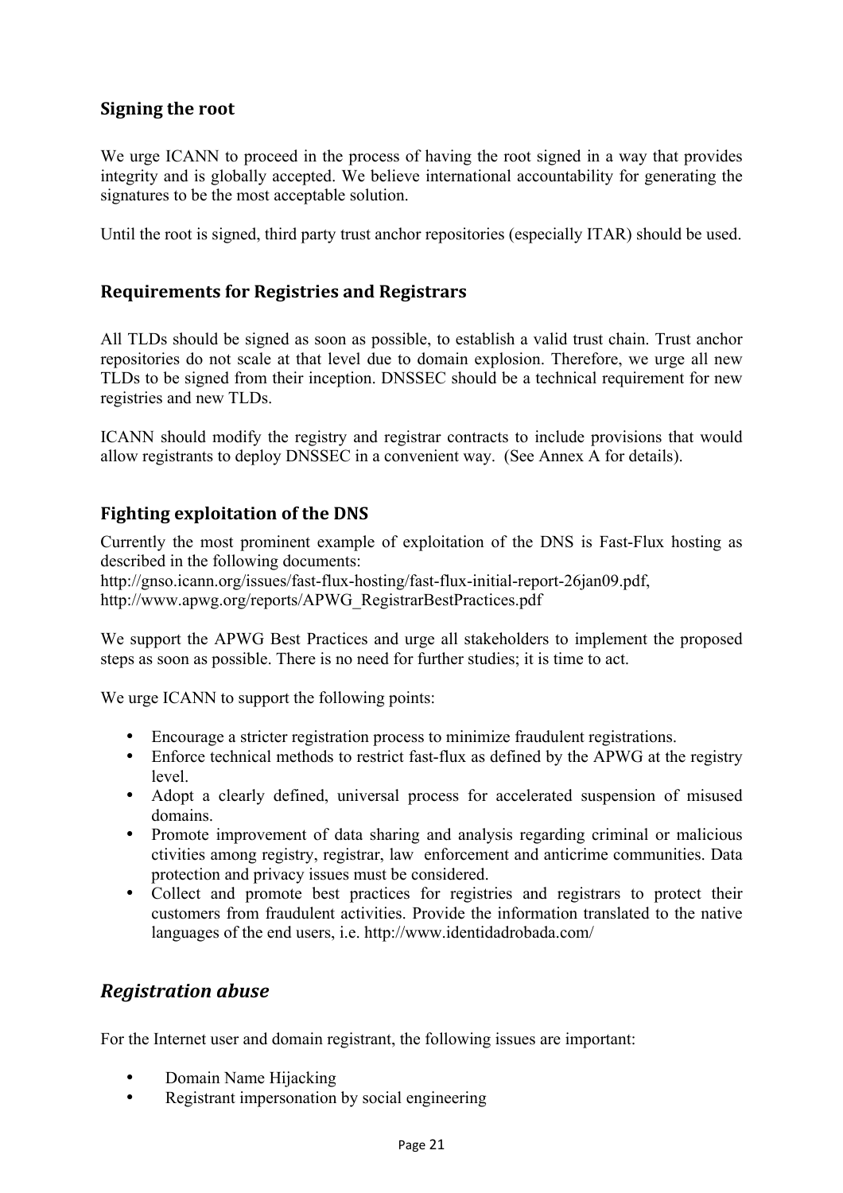## Signing the root

We urge ICANN to proceed in the process of having the root signed in a way that provides integrity and is globally accepted. We believe international accountability for generating the signatures to be the most acceptable solution.

Until the root is signed, third party trust anchor repositories (especially ITAR) should be used.

## Requirements for Registries and Registrars

All TLDs should be signed as soon as possible, to establish a valid trust chain. Trust anchor repositories do not scale at that level due to domain explosion. Therefore, we urge all new TLDs to be signed from their inception. DNSSEC should be a technical requirement for new registries and new TLDs.

ICANN should modify the registry and registrar contracts to include provisions that would allow registrants to deploy DNSSEC in a convenient way. (See Annex A for details).

## Fighting exploitation of the DNS

Currently the most prominent example of exploitation of the DNS is Fast-Flux hosting as described in the following documents:
http://gnso.icann.org/issues/fast-flux-hosting/fast-flux-initial-report-26jan09.pdf,
http://www.apwg.org/reports/APWG_RegistrarBestPractices.pdf

We support the APWG Best Practices and urge all stakeholders to implement the proposed steps as soon as possible. There is no need for further studies; it is time to act.

We urge ICANN to support the following points:

- Encourage a stricter registration process to minimize fraudulent registrations.
- Enforce technical methods to restrict fast-flux as defined by the APWG at the registry level.
- Adopt a clearly defined, universal process for accelerated suspension of misused domains.
- Promote improvement of data sharing and analysis regarding criminal or malicious ctivities among registry, registrar, law enforcement and anticrime communities. Data protection and privacy issues must be considered.
- Collect and promote best practices for registries and registrars to protect their customers from fraudulent activities. Provide the information translated to the native languages of the end users, i.e. http://www.identidadrobada.com/

## *Registration abuse*

For the Internet user and domain registrant, the following issues are important:

- Domain Name Hijacking
- Registrant impersonation by social engineering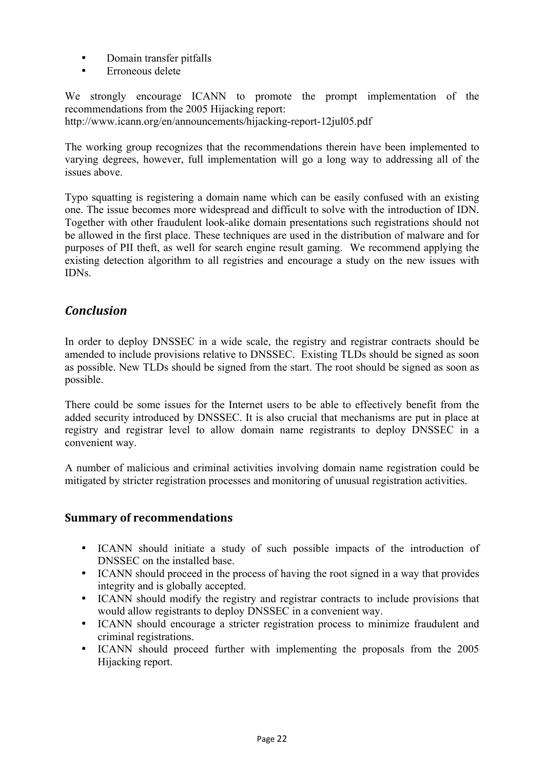- Domain transfer pitfalls
- Erroneous delete

We strongly encourage ICANN to promote the prompt implementation of the recommendations from the 2005 Hijacking report:
http://www.icann.org/en/announcements/hijacking-report-12jul05.pdf

The working group recognizes that the recommendations therein have been implemented to varying degrees, however, full implementation will go a long way to addressing all of the issues above.

Typo squatting is registering a domain name which can be easily confused with an existing one. The issue becomes more widespread and difficult to solve with the introduction of IDN. Together with other fraudulent look-alike domain presentations such registrations should not be allowed in the first place. These techniques are used in the distribution of malware and for purposes of PII theft, as well for search engine result gaming. We recommend applying the existing detection algorithm to all registries and encourage a study on the new issues with IDNs.

## *Conclusion*

In order to deploy DNSSEC in a wide scale, the registry and registrar contracts should be amended to include provisions relative to DNSSEC. Existing TLDs should be signed as soon as possible. New TLDs should be signed from the start. The root should be signed as soon as possible.

There could be some issues for the Internet users to be able to effectively benefit from the added security introduced by DNSSEC. It is also crucial that mechanisms are put in place at registry and registrar level to allow domain name registrants to deploy DNSSEC in a convenient way.

A number of malicious and criminal activities involving domain name registration could be mitigated by stricter registration processes and monitoring of unusual registration activities.

### Summary of recommendations

- ICANN should initiate a study of such possible impacts of the introduction of DNSSEC on the installed base.
- ICANN should proceed in the process of having the root signed in a way that provides integrity and is globally accepted.
- ICANN should modify the registry and registrar contracts to include provisions that would allow registrants to deploy DNSSEC in a convenient way.
- ICANN should encourage a stricter registration process to minimize fraudulent and criminal registrations.
- ICANN should proceed further with implementing the proposals from the 2005 Hijacking report.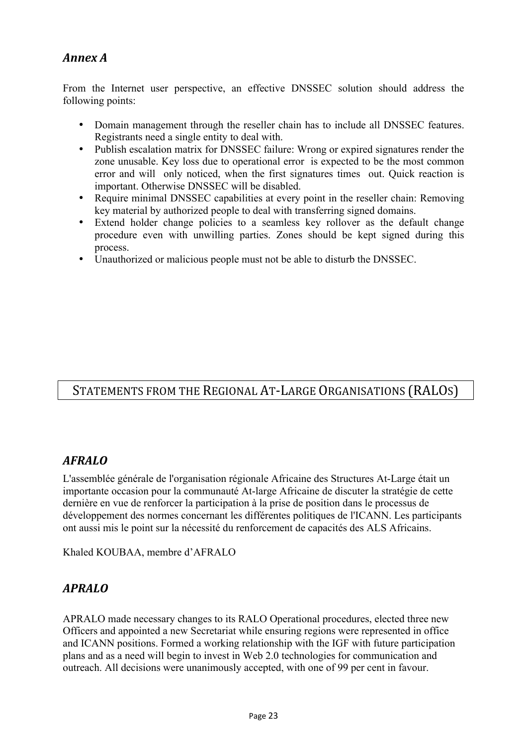## *Annex A*

From the Internet user perspective, an effective DNSSEC solution should address the following points:

- Domain management through the reseller chain has to include all DNSSEC features. Registrants need a single entity to deal with.
- Publish escalation matrix for DNSSEC failure: Wrong or expired signatures render the zone unusable. Key loss due to operational error is expected to be the most common error and will only noticed, when the first signatures times out. Quick reaction is important. Otherwise DNSSEC will be disabled.
- Require minimal DNSSEC capabilities at every point in the reseller chain: Removing key material by authorized people to deal with transferring signed domains.
- Extend holder change policies to a seamless key rollover as the default change procedure even with unwilling parties. Zones should be kept signed during this process.
- Unauthorized or malicious people must not be able to disturb the DNSSEC.

# STATEMENTS FROM THE REGIONAL AT-LARGE ORGANISATIONS (RALOS)

## *AFRALO*

L'assemblée générale de l'organisation régionale Africaine des Structures At-Large était un importante occasion pour la communauté At-large Africaine de discuter la stratégie de cette dernière en vue de renforcer la participation à la prise de position dans le processus de développement des normes concernant les différentes politiques de l'ICANN. Les participants ont aussi mis le point sur la nécessité du renforcement de capacités des ALS Africains.

Khaled KOUBAA, membre d'AFRALO

## *APRALO*

APRALO made necessary changes to its RALO Operational procedures, elected three new Officers and appointed a new Secretariat while ensuring regions were represented in office and ICANN positions. Formed a working relationship with the IGF with future participation plans and as a need will begin to invest in Web 2.0 technologies for communication and outreach. All decisions were unanimously accepted, with one of 99 per cent in favour.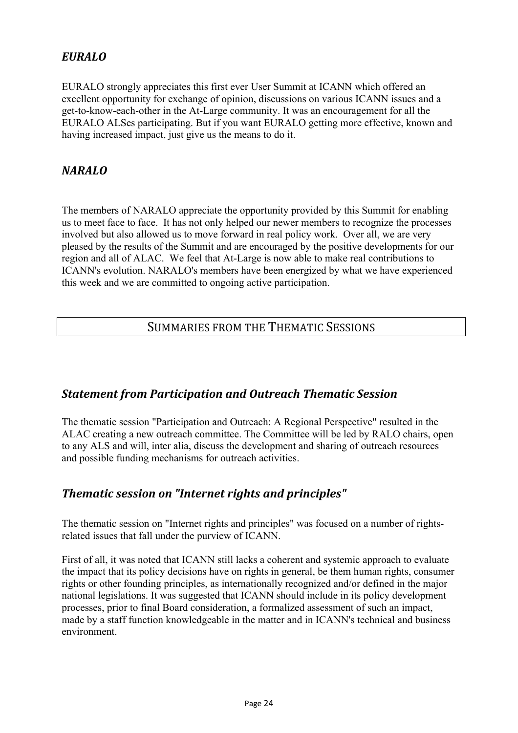### *EURALO*

EURALO strongly appreciates this first ever User Summit at ICANN which offered an excellent opportunity for exchange of opinion, discussions on various ICANN issues and a get-to-know-each-other in the At-Large community. It was an encouragement for all the EURALO ALSes participating. But if you want EURALO getting more effective, known and having increased impact, just give us the means to do it.

### *NARALO*

The members of NARALO appreciate the opportunity provided by this Summit for enabling us to meet face to face. It has not only helped our newer members to recognize the processes involved but also allowed us to move forward in real policy work. Over all, we are very pleased by the results of the Summit and are encouraged by the positive developments for our region and all of ALAC. We feel that At-Large is now able to make real contributions to ICANN's evolution. NARALO's members have been energized by what we have experienced this week and we are committed to ongoing active participation.

## SUMMARIES FROM THE THEMATIC SESSIONS

### *Statement from Participation and Outreach Thematic Session*

The thematic session "Participation and Outreach: A Regional Perspective" resulted in the ALAC creating a new outreach committee. The Committee will be led by RALO chairs, open to any ALS and will, inter alia, discuss the development and sharing of outreach resources and possible funding mechanisms for outreach activities.

### *Thematic session on "Internet rights and principles"*

The thematic session on "Internet rights and principles" was focused on a number of rights-related issues that fall under the purview of ICANN.

First of all, it was noted that ICANN still lacks a coherent and systemic approach to evaluate the impact that its policy decisions have on rights in general, be them human rights, consumer rights or other founding principles, as internationally recognized and/or defined in the major national legislations. It was suggested that ICANN should include in its policy development processes, prior to final Board consideration, a formalized assessment of such an impact, made by a staff function knowledgeable in the matter and in ICANN's technical and business environment.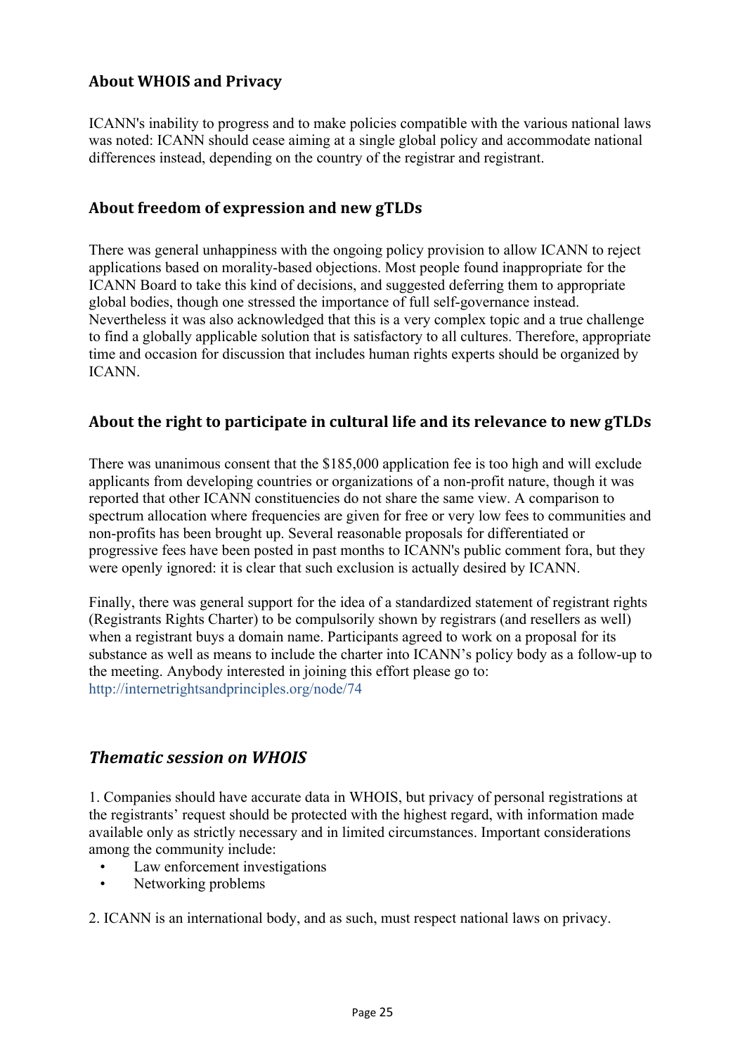### About WHOIS and Privacy

ICANN's inability to progress and to make policies compatible with the various national laws was noted: ICANN should cease aiming at a single global policy and accommodate national differences instead, depending on the country of the registrar and registrant.

### About freedom of expression and new gTLDs

There was general unhappiness with the ongoing policy provision to allow ICANN to reject applications based on morality-based objections. Most people found inappropriate for the ICANN Board to take this kind of decisions, and suggested deferring them to appropriate global bodies, though one stressed the importance of full self-governance instead. Nevertheless it was also acknowledged that this is a very complex topic and a true challenge to find a globally applicable solution that is satisfactory to all cultures. Therefore, appropriate time and occasion for discussion that includes human rights experts should be organized by ICANN.

### About the right to participate in cultural life and its relevance to new gTLDs

There was unanimous consent that the $185,000 application fee is too high and will exclude applicants from developing countries or organizations of a non-profit nature, though it was reported that other ICANN constituencies do not share the same view. A comparison to spectrum allocation where frequencies are given for free or very low fees to communities and non-profits has been brought up. Several reasonable proposals for differentiated or progressive fees have been posted in past months to ICANN's public comment fora, but they were openly ignored: it is clear that such exclusion is actually desired by ICANN.

Finally, there was general support for the idea of a standardized statement of registrant rights (Registrants Rights Charter) to be compulsorily shown by registrars (and resellers as well) when a registrant buys a domain name. Participants agreed to work on a proposal for its substance as well as means to include the charter into ICANN's policy body as a follow-up to the meeting. Anybody interested in joining this effort please go to: http://internetrightsandprinciples.org/node/74

## *Thematic session on WHOIS*

1. Companies should have accurate data in WHOIS, but privacy of personal registrations at the registrants' request should be protected with the highest regard, with information made available only as strictly necessary and in limited circumstances. Important considerations among the community include:
   - Law enforcement investigations
   - Networking problems

2. ICANN is an international body, and as such, must respect national laws on privacy.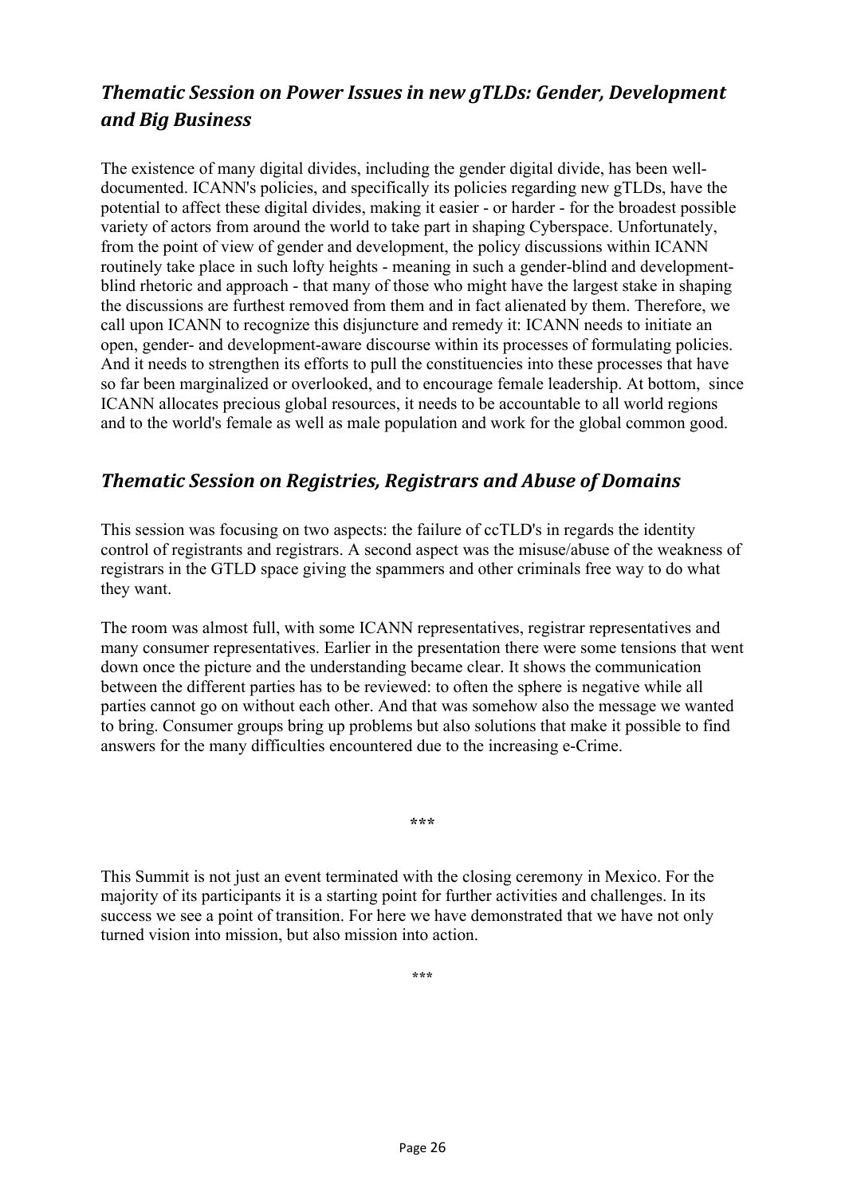## *Thematic Session on Power Issues in new gTLDs: Gender, Development and Big Business*

The existence of many digital divides, including the gender digital divide, has been well-documented. ICANN's policies, and specifically its policies regarding new gTLDs, have the potential to affect these digital divides, making it easier - or harder - for the broadest possible variety of actors from around the world to take part in shaping Cyberspace. Unfortunately, from the point of view of gender and development, the policy discussions within ICANN routinely take place in such lofty heights - meaning in such a gender-blind and development-blind rhetoric and approach - that many of those who might have the largest stake in shaping the discussions are furthest removed from them and in fact alienated by them. Therefore, we call upon ICANN to recognize this disjuncture and remedy it: ICANN needs to initiate an open, gender- and development-aware discourse within its processes of formulating policies. And it needs to strengthen its efforts to pull the constituencies into these processes that have so far been marginalized or overlooked, and to encourage female leadership. At bottom, since ICANN allocates precious global resources, it needs to be accountable to all world regions and to the world's female as well as male population and work for the global common good.

## *Thematic Session on Registries, Registrars and Abuse of Domains*

This session was focusing on two aspects: the failure of ccTLD's in regards the identity control of registrants and registrars. A second aspect was the misuse/abuse of the weakness of registrars in the GTLD space giving the spammers and other criminals free way to do what they want.

The room was almost full, with some ICANN representatives, registrar representatives and many consumer representatives. Earlier in the presentation there were some tensions that went down once the picture and the understanding became clear. It shows the communication between the different parties has to be reviewed: to often the sphere is negative while all parties cannot go on without each other. And that was somehow also the message we wanted to bring. Consumer groups bring up problems but also solutions that make it possible to find answers for the many difficulties encountered due to the increasing e-Crime.

***

This Summit is not just an event terminated with the closing ceremony in Mexico. For the majority of its participants it is a starting point for further activities and challenges. In its success we see a point of transition. For here we have demonstrated that we have not only turned vision into mission, but also mission into action.

***